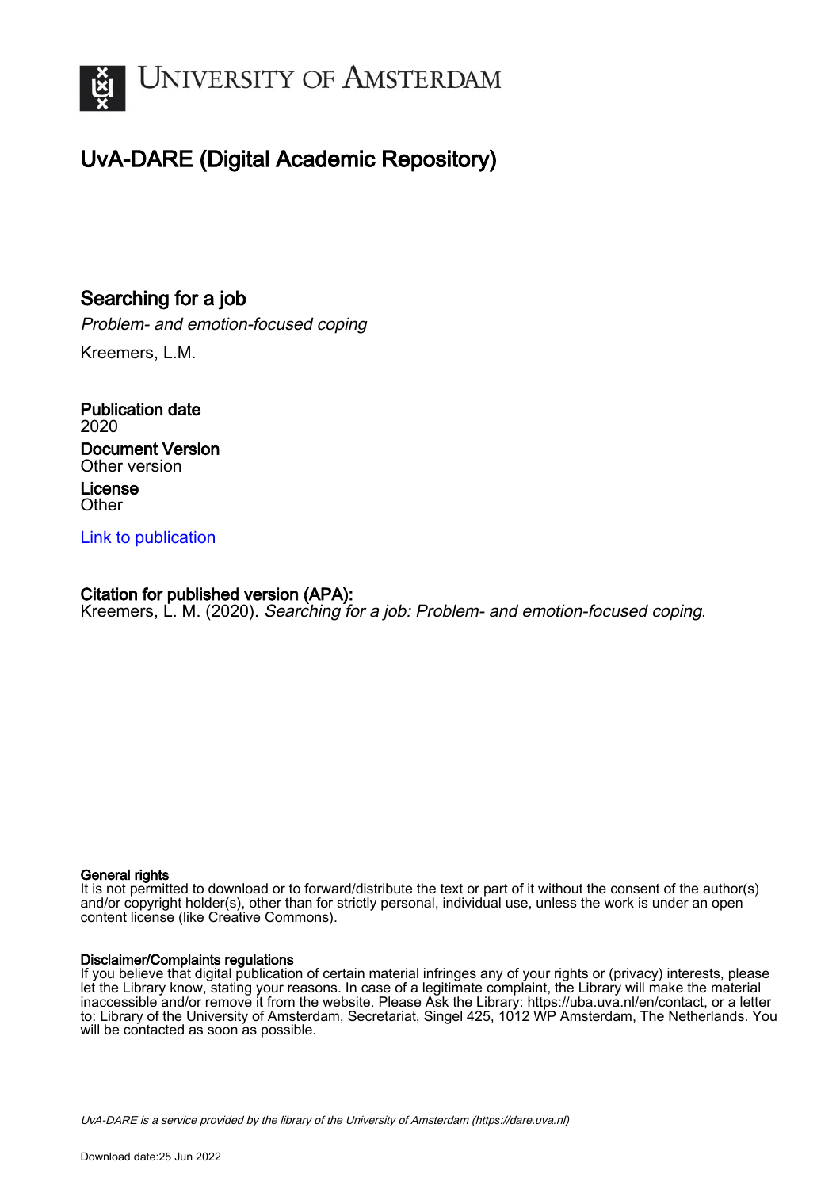UNIVERSITY OF AMSTERDAM

# UvA-DARE (Digital Academic Repository)

## Searching for a job

*Problem- and emotion-focused coping*

Kreemers, L.M.

**Publication date**
2020

**Document Version**
Other version

**License**
Other

Link to publication

**Citation for published version (APA):**
Kreemers, L. M. (2020). *Searching for a job: Problem- and emotion-focused coping*.

**General rights**
It is not permitted to download or to forward/distribute the text or part of it without the consent of the author(s) and/or copyright holder(s), other than for strictly personal, individual use, unless the work is under an open content license (like Creative Commons).

**Disclaimer/Complaints regulations**
If you believe that digital publication of certain material infringes any of your rights or (privacy) interests, please let the Library know, stating your reasons. In case of a legitimate complaint, the Library will make the material inaccessible and/or remove it from the website. Please Ask the Library: https://uba.uva.nl/en/contact, or a letter to: Library of the University of Amsterdam, Secretariat, Singel 425, 1012 WP Amsterdam, The Netherlands. You will be contacted as soon as possible.

*UvA-DARE is a service provided by the library of the University of Amsterdam (https://dare.uva.nl)*

Download date:25 Jun 2022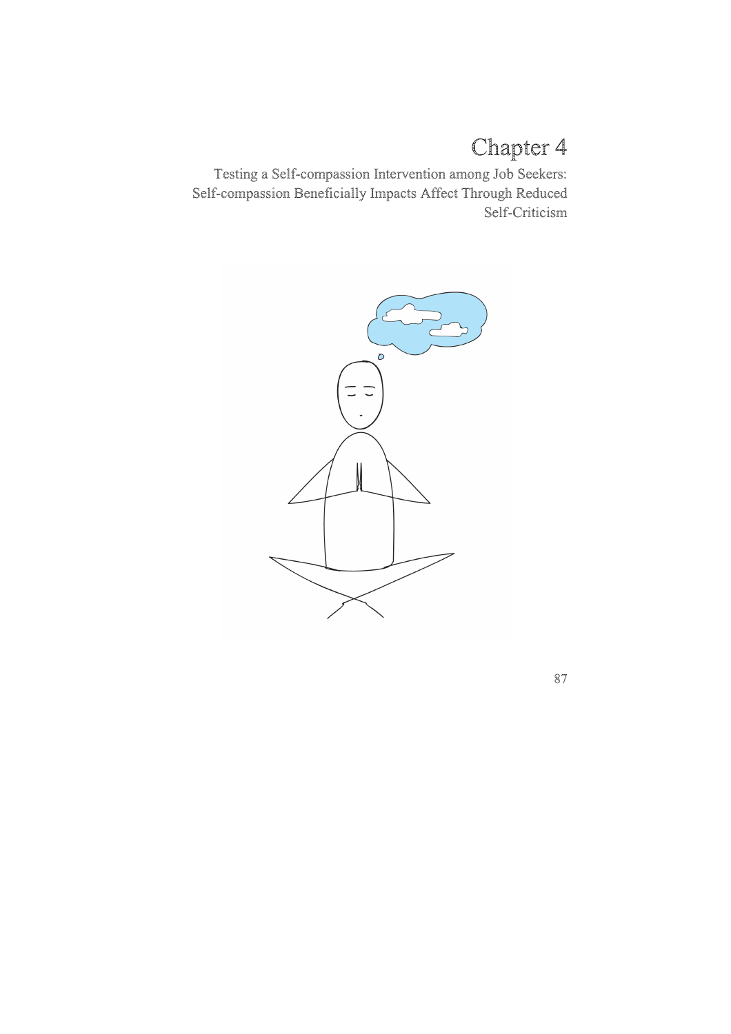# Chapter 4

Testing a Self-compassion Intervention among Job Seekers: Self-compassion Beneficially Impacts Affect Through Reduced Self-Criticism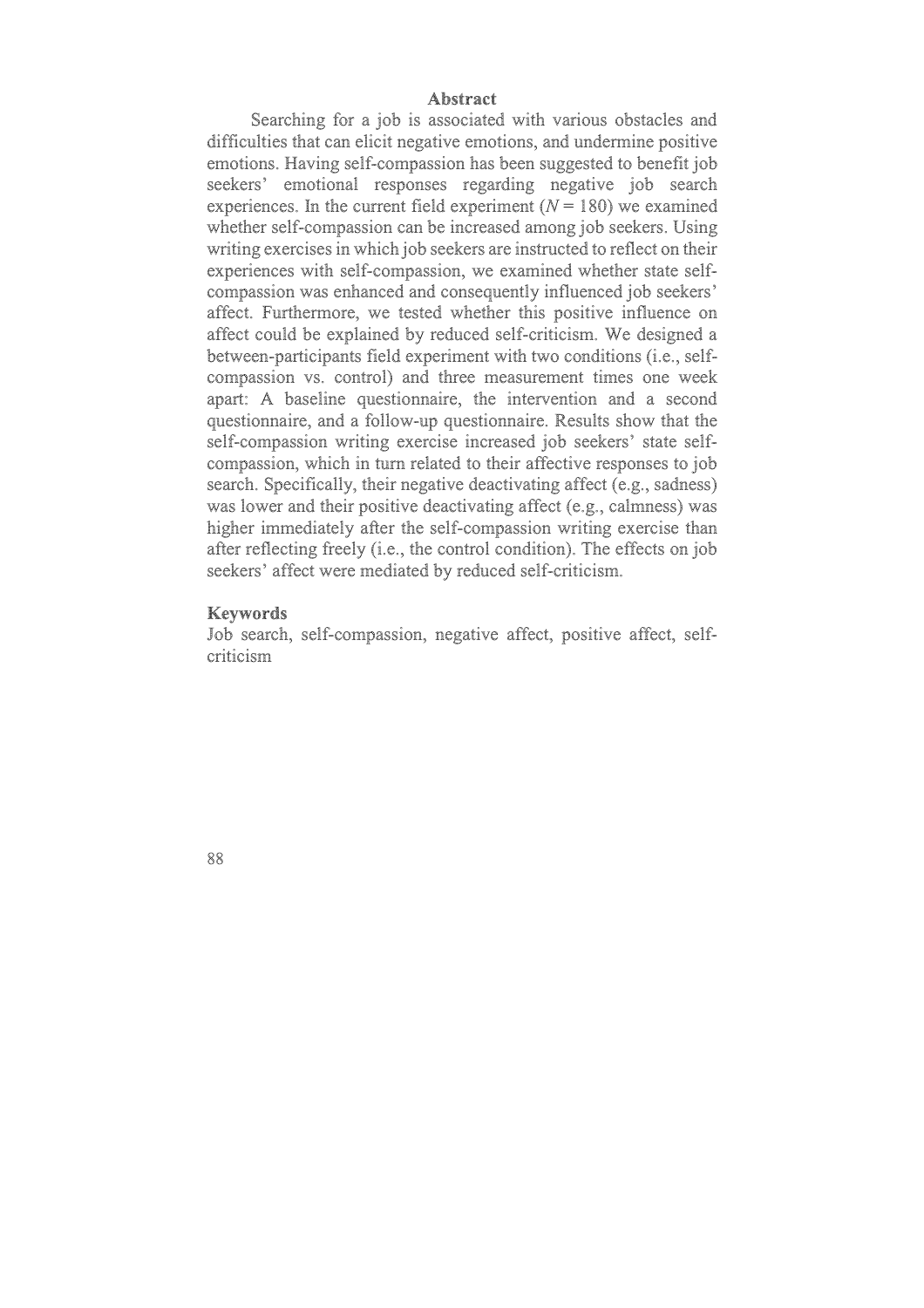## Abstract

Searching for a job is associated with various obstacles and difficulties that can elicit negative emotions, and undermine positive emotions. Having self-compassion has been suggested to benefit job seekers' emotional responses regarding negative job search experiences. In the current field experiment ($N = 180$) we examined whether self-compassion can be increased among job seekers. Using writing exercises in which job seekers are instructed to reflect on their experiences with self-compassion, we examined whether state self-compassion was enhanced and consequently influenced job seekers' affect. Furthermore, we tested whether this positive influence on affect could be explained by reduced self-criticism. We designed a between-participants field experiment with two conditions (i.e., self-compassion vs. control) and three measurement times one week apart: A baseline questionnaire, the intervention and a second questionnaire, and a follow-up questionnaire. Results show that the self-compassion writing exercise increased job seekers' state self-compassion, which in turn related to their affective responses to job search. Specifically, their negative deactivating affect (e.g., sadness) was lower and their positive deactivating affect (e.g., calmness) was higher immediately after the self-compassion writing exercise than after reflecting freely (i.e., the control condition). The effects on job seekers' affect were mediated by reduced self-criticism.

## Keywords

Job search, self-compassion, negative affect, positive affect, self-criticism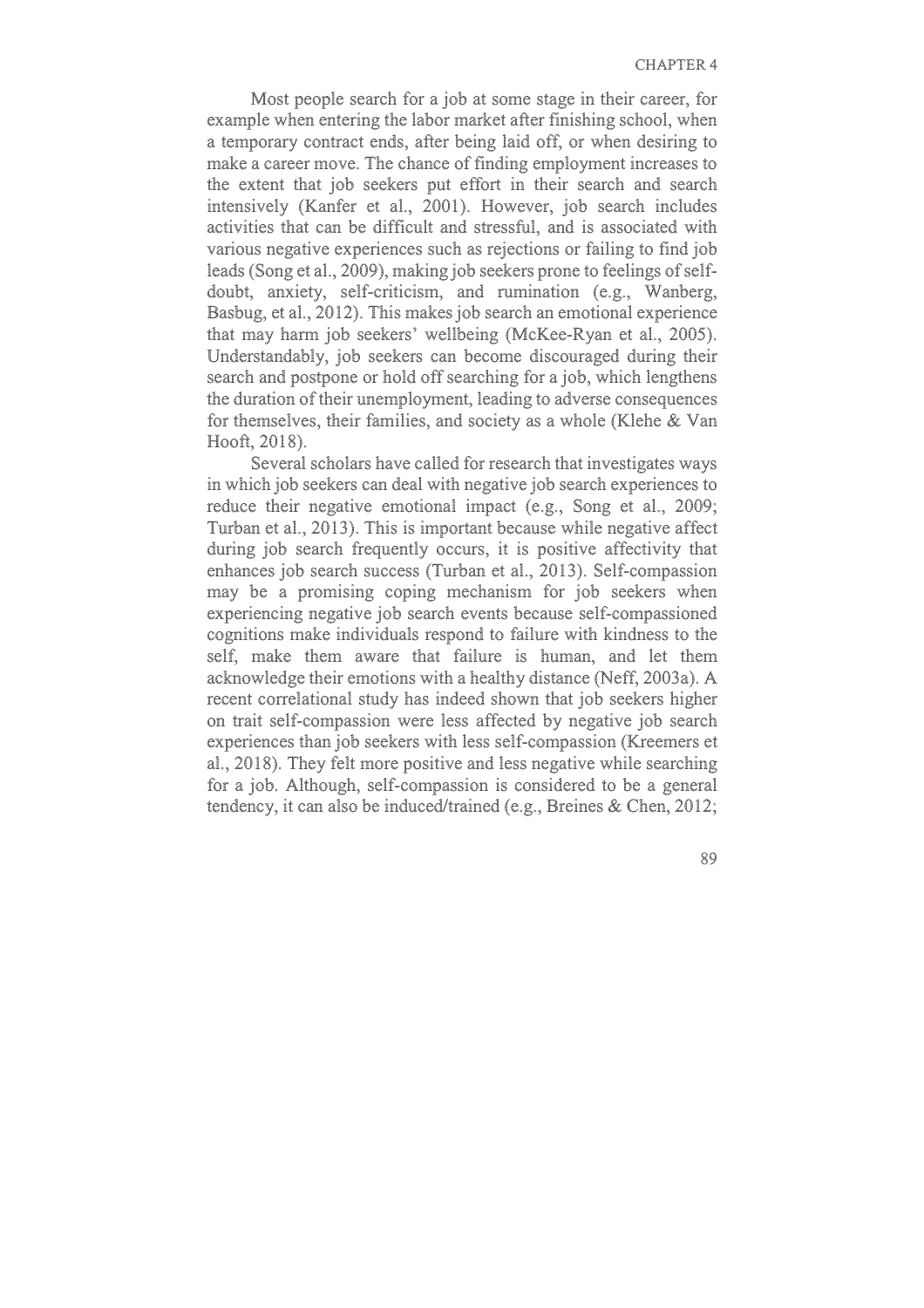Most people search for a job at some stage in their career, for example when entering the labor market after finishing school, when a temporary contract ends, after being laid off, or when desiring to make a career move. The chance of finding employment increases to the extent that job seekers put effort in their search and search intensively (Kanfer et al., 2001). However, job search includes activities that can be difficult and stressful, and is associated with various negative experiences such as rejections or failing to find job leads (Song et al., 2009), making job seekers prone to feelings of self-doubt, anxiety, self-criticism, and rumination (e.g., Wanberg, Basbug, et al., 2012). This makes job search an emotional experience that may harm job seekers' wellbeing (McKee-Ryan et al., 2005). Understandably, job seekers can become discouraged during their search and postpone or hold off searching for a job, which lengthens the duration of their unemployment, leading to adverse consequences for themselves, their families, and society as a whole (Klehe & Van Hooft, 2018).

Several scholars have called for research that investigates ways in which job seekers can deal with negative job search experiences to reduce their negative emotional impact (e.g., Song et al., 2009; Turban et al., 2013). This is important because while negative affect during job search frequently occurs, it is positive affectivity that enhances job search success (Turban et al., 2013). Self-compassion may be a promising coping mechanism for job seekers when experiencing negative job search events because self-compassioned cognitions make individuals respond to failure with kindness to the self, make them aware that failure is human, and let them acknowledge their emotions with a healthy distance (Neff, 2003a). A recent correlational study has indeed shown that job seekers higher on trait self-compassion were less affected by negative job search experiences than job seekers with less self-compassion (Kreemers et al., 2018). They felt more positive and less negative while searching for a job. Although, self-compassion is considered to be a general tendency, it can also be induced/trained (e.g., Breines & Chen, 2012;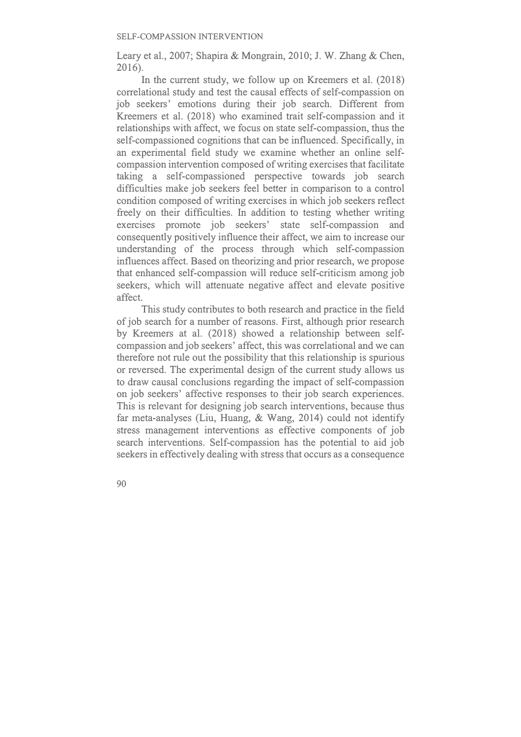Leary et al., 2007; Shapira & Mongrain, 2010; J. W. Zhang & Chen, 2016).

In the current study, we follow up on Kreemers et al. (2018) correlational study and test the causal effects of self-compassion on job seekers' emotions during their job search. Different from Kreemers et al. (2018) who examined trait self-compassion and it relationships with affect, we focus on state self-compassion, thus the self-compassioned cognitions that can be influenced. Specifically, in an experimental field study we examine whether an online self-compassion intervention composed of writing exercises that facilitate taking a self-compassioned perspective towards job search difficulties make job seekers feel better in comparison to a control condition composed of writing exercises in which job seekers reflect freely on their difficulties. In addition to testing whether writing exercises promote job seekers' state self-compassion and consequently positively influence their affect, we aim to increase our understanding of the process through which self-compassion influences affect. Based on theorizing and prior research, we propose that enhanced self-compassion will reduce self-criticism among job seekers, which will attenuate negative affect and elevate positive affect.

This study contributes to both research and practice in the field of job search for a number of reasons. First, although prior research by Kreemers at al. (2018) showed a relationship between self-compassion and job seekers' affect, this was correlational and we can therefore not rule out the possibility that this relationship is spurious or reversed. The experimental design of the current study allows us to draw causal conclusions regarding the impact of self-compassion on job seekers' affective responses to their job search experiences. This is relevant for designing job search interventions, because thus far meta-analyses (Liu, Huang, & Wang, 2014) could not identify stress management interventions as effective components of job search interventions. Self-compassion has the potential to aid job seekers in effectively dealing with stress that occurs as a consequence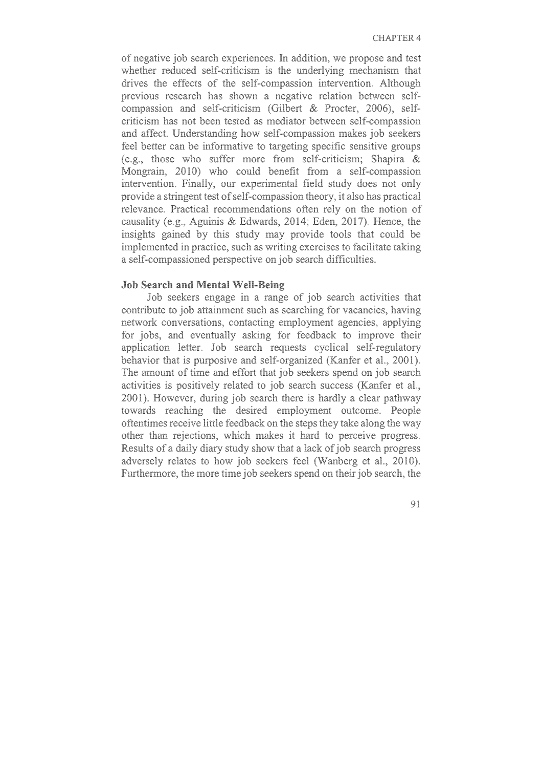of negative job search experiences. In addition, we propose and test whether reduced self-criticism is the underlying mechanism that drives the effects of the self-compassion intervention. Although previous research has shown a negative relation between self-compassion and self-criticism (Gilbert & Procter, 2006), self-criticism has not been tested as mediator between self-compassion and affect. Understanding how self-compassion makes job seekers feel better can be informative to targeting specific sensitive groups (e.g., those who suffer more from self-criticism; Shapira & Mongrain, 2010) who could benefit from a self-compassion intervention. Finally, our experimental field study does not only provide a stringent test of self-compassion theory, it also has practical relevance. Practical recommendations often rely on the notion of causality (e.g., Aguinis & Edwards, 2014; Eden, 2017). Hence, the insights gained by this study may provide tools that could be implemented in practice, such as writing exercises to facilitate taking a self-compassioned perspective on job search difficulties.

### Job Search and Mental Well-Being

Job seekers engage in a range of job search activities that contribute to job attainment such as searching for vacancies, having network conversations, contacting employment agencies, applying for jobs, and eventually asking for feedback to improve their application letter. Job search requests cyclical self-regulatory behavior that is purposive and self-organized (Kanfer et al., 2001). The amount of time and effort that job seekers spend on job search activities is positively related to job search success (Kanfer et al., 2001). However, during job search there is hardly a clear pathway towards reaching the desired employment outcome. People oftentimes receive little feedback on the steps they take along the way other than rejections, which makes it hard to perceive progress. Results of a daily diary study show that a lack of job search progress adversely relates to how job seekers feel (Wanberg et al., 2010). Furthermore, the more time job seekers spend on their job search, the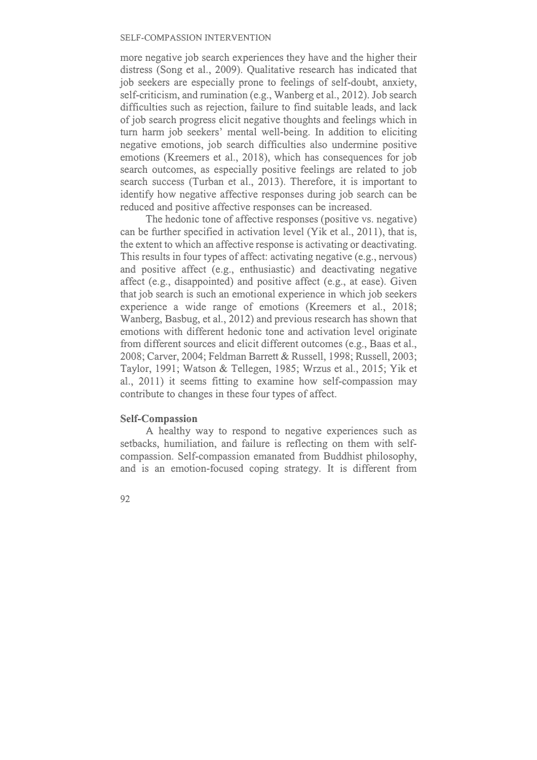more negative job search experiences they have and the higher their distress (Song et al., 2009). Qualitative research has indicated that job seekers are especially prone to feelings of self-doubt, anxiety, self-criticism, and rumination (e.g., Wanberg et al., 2012). Job search difficulties such as rejection, failure to find suitable leads, and lack of job search progress elicit negative thoughts and feelings which in turn harm job seekers' mental well-being. In addition to eliciting negative emotions, job search difficulties also undermine positive emotions (Kreemers et al., 2018), which has consequences for job search outcomes, as especially positive feelings are related to job search success (Turban et al., 2013). Therefore, it is important to identify how negative affective responses during job search can be reduced and positive affective responses can be increased.

The hedonic tone of affective responses (positive vs. negative) can be further specified in activation level (Yik et al., 2011), that is, the extent to which an affective response is activating or deactivating. This results in four types of affect: activating negative (e.g., nervous) and positive affect (e.g., enthusiastic) and deactivating negative affect (e.g., disappointed) and positive affect (e.g., at ease). Given that job search is such an emotional experience in which job seekers experience a wide range of emotions (Kreemers et al., 2018; Wanberg, Basbug, et al., 2012) and previous research has shown that emotions with different hedonic tone and activation level originate from different sources and elicit different outcomes (e.g., Baas et al., 2008; Carver, 2004; Feldman Barrett & Russell, 1998; Russell, 2003; Taylor, 1991; Watson & Tellegen, 1985; Wrzus et al., 2015; Yik et al., 2011) it seems fitting to examine how self-compassion may contribute to changes in these four types of affect.

## Self-Compassion

A healthy way to respond to negative experiences such as setbacks, humiliation, and failure is reflecting on them with self-compassion. Self-compassion emanated from Buddhist philosophy, and is an emotion-focused coping strategy. It is different from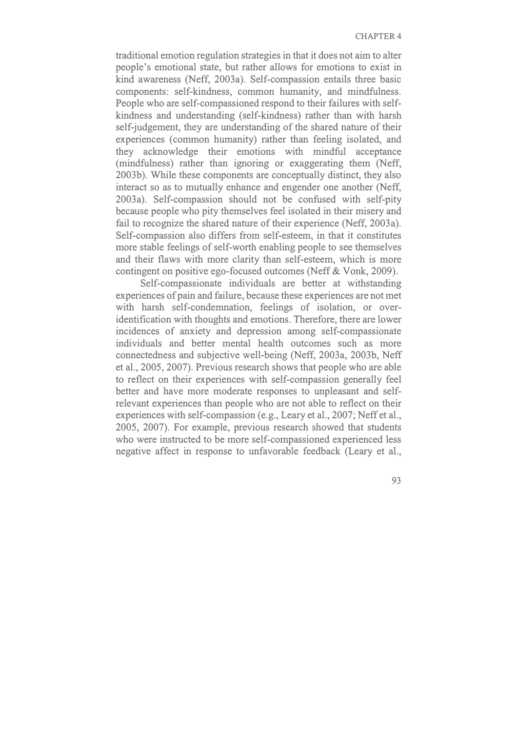traditional emotion regulation strategies in that it does not aim to alter people's emotional state, but rather allows for emotions to exist in kind awareness (Neff, 2003a). Self-compassion entails three basic components: self-kindness, common humanity, and mindfulness. People who are self-compassioned respond to their failures with self-kindness and understanding (self-kindness) rather than with harsh self-judgement, they are understanding of the shared nature of their experiences (common humanity) rather than feeling isolated, and they acknowledge their emotions with mindful acceptance (mindfulness) rather than ignoring or exaggerating them (Neff, 2003b). While these components are conceptually distinct, they also interact so as to mutually enhance and engender one another (Neff, 2003a). Self-compassion should not be confused with self-pity because people who pity themselves feel isolated in their misery and fail to recognize the shared nature of their experience (Neff, 2003a). Self-compassion also differs from self-esteem, in that it constitutes more stable feelings of self-worth enabling people to see themselves and their flaws with more clarity than self-esteem, which is more contingent on positive ego-focused outcomes (Neff & Vonk, 2009).

Self-compassionate individuals are better at withstanding experiences of pain and failure, because these experiences are not met with harsh self-condemnation, feelings of isolation, or over-identification with thoughts and emotions. Therefore, there are lower incidences of anxiety and depression among self-compassionate individuals and better mental health outcomes such as more connectedness and subjective well-being (Neff, 2003a, 2003b, Neff et al., 2005, 2007). Previous research shows that people who are able to reflect on their experiences with self-compassion generally feel better and have more moderate responses to unpleasant and self-relevant experiences than people who are not able to reflect on their experiences with self-compassion (e.g., Leary et al., 2007; Neff et al., 2005, 2007). For example, previous research showed that students who were instructed to be more self-compassioned experienced less negative affect in response to unfavorable feedback (Leary et al.,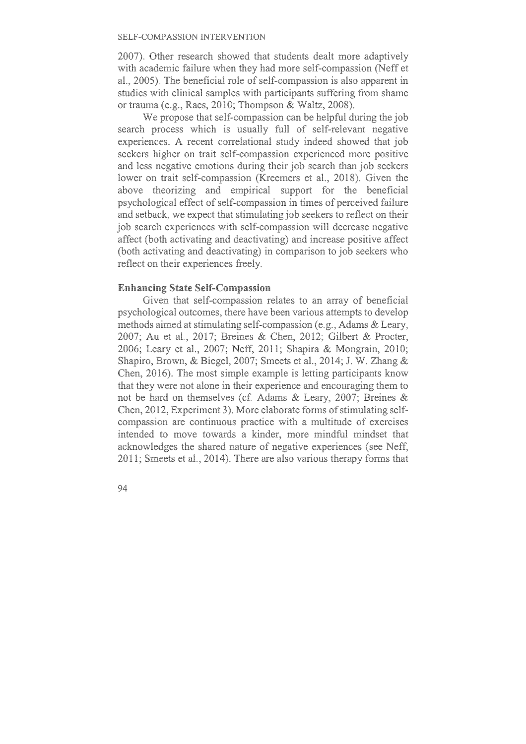2007). Other research showed that students dealt more adaptively with academic failure when they had more self-compassion (Neff et al., 2005). The beneficial role of self-compassion is also apparent in studies with clinical samples with participants suffering from shame or trauma (e.g., Raes, 2010; Thompson & Waltz, 2008).

We propose that self-compassion can be helpful during the job search process which is usually full of self-relevant negative experiences. A recent correlational study indeed showed that job seekers higher on trait self-compassion experienced more positive and less negative emotions during their job search than job seekers lower on trait self-compassion (Kreemers et al., 2018). Given the above theorizing and empirical support for the beneficial psychological effect of self-compassion in times of perceived failure and setback, we expect that stimulating job seekers to reflect on their job search experiences with self-compassion will decrease negative affect (both activating and deactivating) and increase positive affect (both activating and deactivating) in comparison to job seekers who reflect on their experiences freely.

## Enhancing State Self-Compassion

Given that self-compassion relates to an array of beneficial psychological outcomes, there have been various attempts to develop methods aimed at stimulating self-compassion (e.g., Adams & Leary, 2007; Au et al., 2017; Breines & Chen, 2012; Gilbert & Procter, 2006; Leary et al., 2007; Neff, 2011; Shapira & Mongrain, 2010; Shapiro, Brown, & Biegel, 2007; Smeets et al., 2014; J. W. Zhang & Chen, 2016). The most simple example is letting participants know that they were not alone in their experience and encouraging them to not be hard on themselves (cf. Adams & Leary, 2007; Breines & Chen, 2012, Experiment 3). More elaborate forms of stimulating self-compassion are continuous practice with a multitude of exercises intended to move towards a kinder, more mindful mindset that acknowledges the shared nature of negative experiences (see Neff, 2011; Smeets et al., 2014). There are also various therapy forms that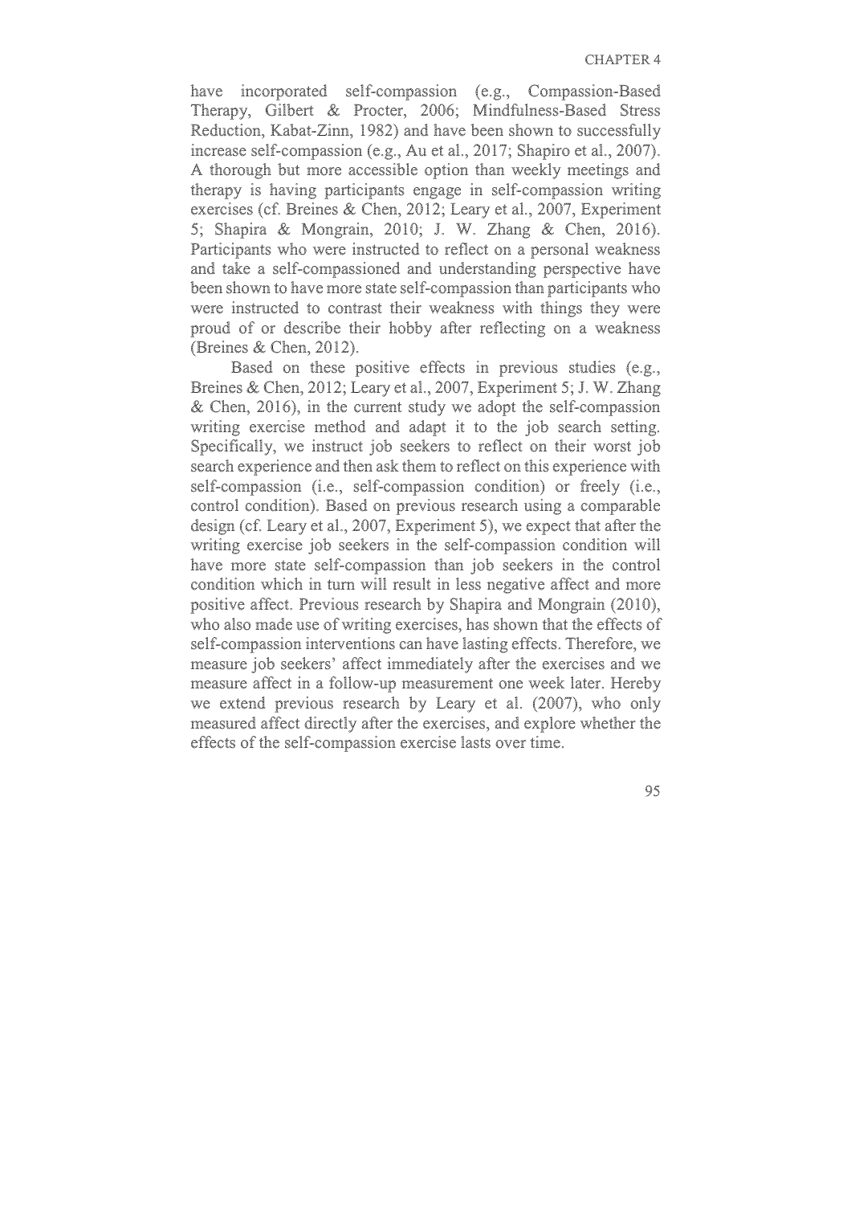have incorporated self-compassion (e.g., Compassion-Based Therapy, Gilbert & Procter, 2006; Mindfulness-Based Stress Reduction, Kabat-Zinn, 1982) and have been shown to successfully increase self-compassion (e.g., Au et al., 2017; Shapiro et al., 2007). A thorough but more accessible option than weekly meetings and therapy is having participants engage in self-compassion writing exercises (cf. Breines & Chen, 2012; Leary et al., 2007, Experiment 5; Shapira & Mongrain, 2010; J. W. Zhang & Chen, 2016). Participants who were instructed to reflect on a personal weakness and take a self-compassioned and understanding perspective have been shown to have more state self-compassion than participants who were instructed to contrast their weakness with things they were proud of or describe their hobby after reflecting on a weakness (Breines & Chen, 2012).

Based on these positive effects in previous studies (e.g., Breines & Chen, 2012; Leary et al., 2007, Experiment 5; J. W. Zhang & Chen, 2016), in the current study we adopt the self-compassion writing exercise method and adapt it to the job search setting. Specifically, we instruct job seekers to reflect on their worst job search experience and then ask them to reflect on this experience with self-compassion (i.e., self-compassion condition) or freely (i.e., control condition). Based on previous research using a comparable design (cf. Leary et al., 2007, Experiment 5), we expect that after the writing exercise job seekers in the self-compassion condition will have more state self-compassion than job seekers in the control condition which in turn will result in less negative affect and more positive affect. Previous research by Shapira and Mongrain (2010), who also made use of writing exercises, has shown that the effects of self-compassion interventions can have lasting effects. Therefore, we measure job seekers' affect immediately after the exercises and we measure affect in a follow-up measurement one week later. Hereby we extend previous research by Leary et al. (2007), who only measured affect directly after the exercises, and explore whether the effects of the self-compassion exercise lasts over time.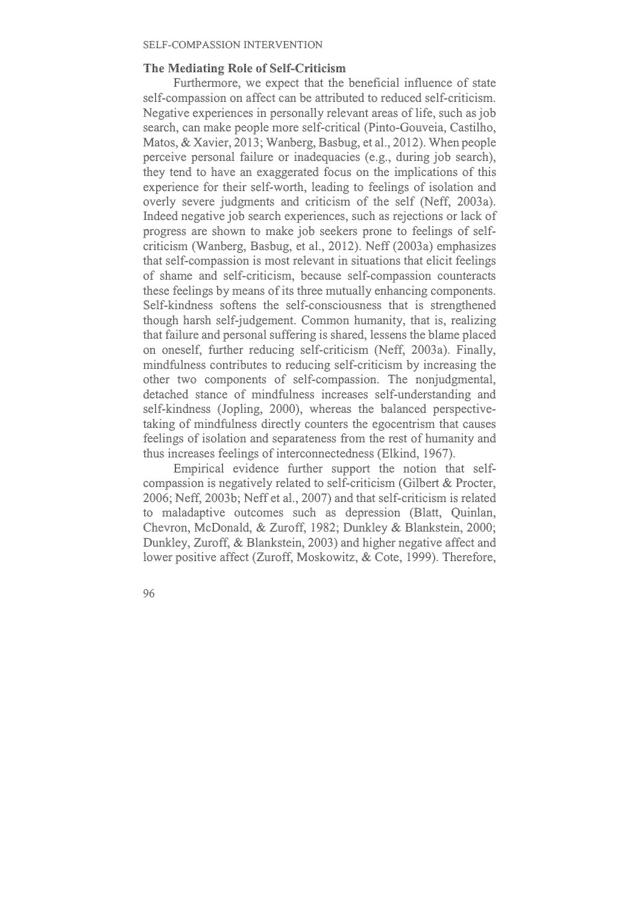### The Mediating Role of Self-Criticism

Furthermore, we expect that the beneficial influence of state self-compassion on affect can be attributed to reduced self-criticism. Negative experiences in personally relevant areas of life, such as job search, can make people more self-critical (Pinto-Gouveia, Castilho, Matos, & Xavier, 2013; Wanberg, Basbug, et al., 2012). When people perceive personal failure or inadequacies (e.g., during job search), they tend to have an exaggerated focus on the implications of this experience for their self-worth, leading to feelings of isolation and overly severe judgments and criticism of the self (Neff, 2003a). Indeed negative job search experiences, such as rejections or lack of progress are shown to make job seekers prone to feelings of self-criticism (Wanberg, Basbug, et al., 2012). Neff (2003a) emphasizes that self-compassion is most relevant in situations that elicit feelings of shame and self-criticism, because self-compassion counteracts these feelings by means of its three mutually enhancing components. Self-kindness softens the self-consciousness that is strengthened though harsh self-judgement. Common humanity, that is, realizing that failure and personal suffering is shared, lessens the blame placed on oneself, further reducing self-criticism (Neff, 2003a). Finally, mindfulness contributes to reducing self-criticism by increasing the other two components of self-compassion. The nonjudgmental, detached stance of mindfulness increases self-understanding and self-kindness (Jopling, 2000), whereas the balanced perspective-taking of mindfulness directly counters the egocentrism that causes feelings of isolation and separateness from the rest of humanity and thus increases feelings of interconnectedness (Elkind, 1967).

Empirical evidence further support the notion that self-compassion is negatively related to self-criticism (Gilbert & Procter, 2006; Neff, 2003b; Neff et al., 2007) and that self-criticism is related to maladaptive outcomes such as depression (Blatt, Quinlan, Chevron, McDonald, & Zuroff, 1982; Dunkley & Blankstein, 2000; Dunkley, Zuroff, & Blankstein, 2003) and higher negative affect and lower positive affect (Zuroff, Moskowitz, & Cote, 1999). Therefore,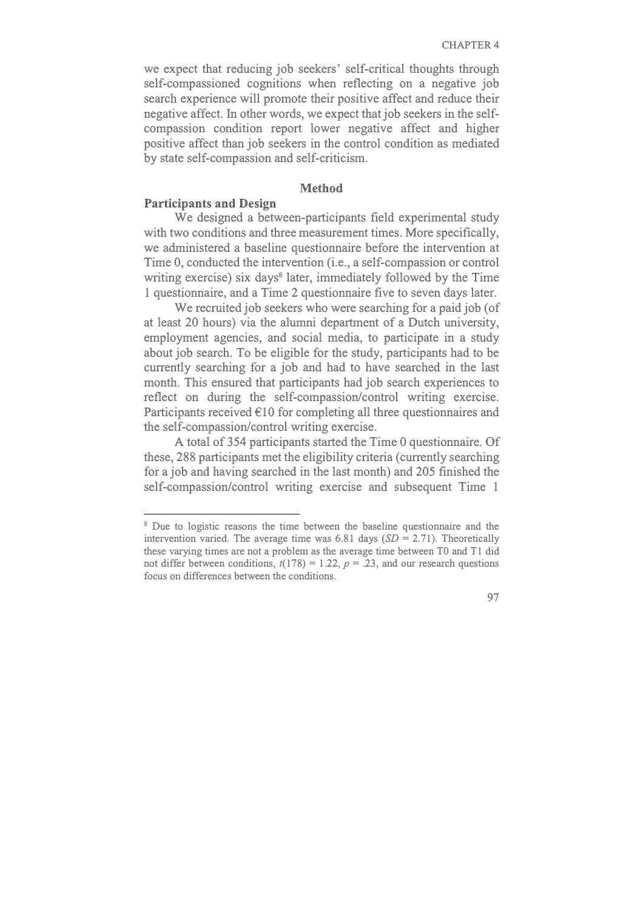we expect that reducing job seekers' self-critical thoughts through self-compassioned cognitions when reflecting on a negative job search experience will promote their positive affect and reduce their negative affect. In other words, we expect that job seekers in the self-compassion condition report lower negative affect and higher positive affect than job seekers in the control condition as mediated by state self-compassion and self-criticism.

## Method

### Participants and Design

We designed a between-participants field experimental study with two conditions and three measurement times. More specifically, we administered a baseline questionnaire before the intervention at Time 0, conducted the intervention (i.e., a self-compassion or control writing exercise) six days[8] later, immediately followed by the Time 1 questionnaire, and a Time 2 questionnaire five to seven days later.

We recruited job seekers who were searching for a paid job (of at least 20 hours) via the alumni department of a Dutch university, employment agencies, and social media, to participate in a study about job search. To be eligible for the study, participants had to be currently searching for a job and had to have searched in the last month. This ensured that participants had job search experiences to reflect on during the self-compassion/control writing exercise. Participants received €10 for completing all three questionnaires and the self-compassion/control writing exercise.

A total of 354 participants started the Time 0 questionnaire. Of these, 288 participants met the eligibility criteria (currently searching for a job and having searched in the last month) and 205 finished the self-compassion/control writing exercise and subsequent Time 1

[8] Due to logistic reasons the time between the baseline questionnaire and the intervention varied. The average time was 6.81 days (*SD* = 2.71). Theoretically these varying times are not a problem as the average time between T0 and T1 did not differ between conditions, $t(178) = 1.22$, $p = .23$, and our research questions focus on differences between the conditions.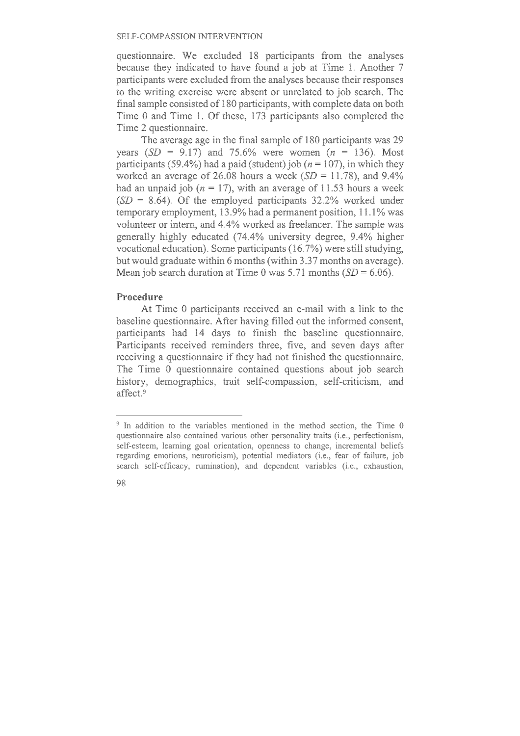questionnaire. We excluded 18 participants from the analyses because they indicated to have found a job at Time 1. Another 7 participants were excluded from the analyses because their responses to the writing exercise were absent or unrelated to job search. The final sample consisted of 180 participants, with complete data on both Time 0 and Time 1. Of these, 173 participants also completed the Time 2 questionnaire.

The average age in the final sample of 180 participants was 29 years (*SD* = 9.17) and 75.6% were women (*n* = 136). Most participants (59.4%) had a paid (student) job (*n* = 107), in which they worked an average of 26.08 hours a week (*SD* = 11.78), and 9.4% had an unpaid job (*n* = 17), with an average of 11.53 hours a week (*SD* = 8.64). Of the employed participants 32.2% worked under temporary employment, 13.9% had a permanent position, 11.1% was volunteer or intern, and 4.4% worked as freelancer. The sample was generally highly educated (74.4% university degree, 9.4% higher vocational education). Some participants (16.7%) were still studying, but would graduate within 6 months (within 3.37 months on average). Mean job search duration at Time 0 was 5.71 months (*SD* = 6.06).

**Procedure**

At Time 0 participants received an e-mail with a link to the baseline questionnaire. After having filled out the informed consent, participants had 14 days to finish the baseline questionnaire. Participants received reminders three, five, and seven days after receiving a questionnaire if they had not finished the questionnaire. The Time 0 questionnaire contained questions about job search history, demographics, trait self-compassion, self-criticism, and affect.[9]

---

[9] In addition to the variables mentioned in the method section, the Time 0 questionnaire also contained various other personality traits (i.e., perfectionism, self-esteem, learning goal orientation, openness to change, incremental beliefs regarding emotions, neuroticism), potential mediators (i.e., fear of failure, job search self-efficacy, rumination), and dependent variables (i.e., exhaustion,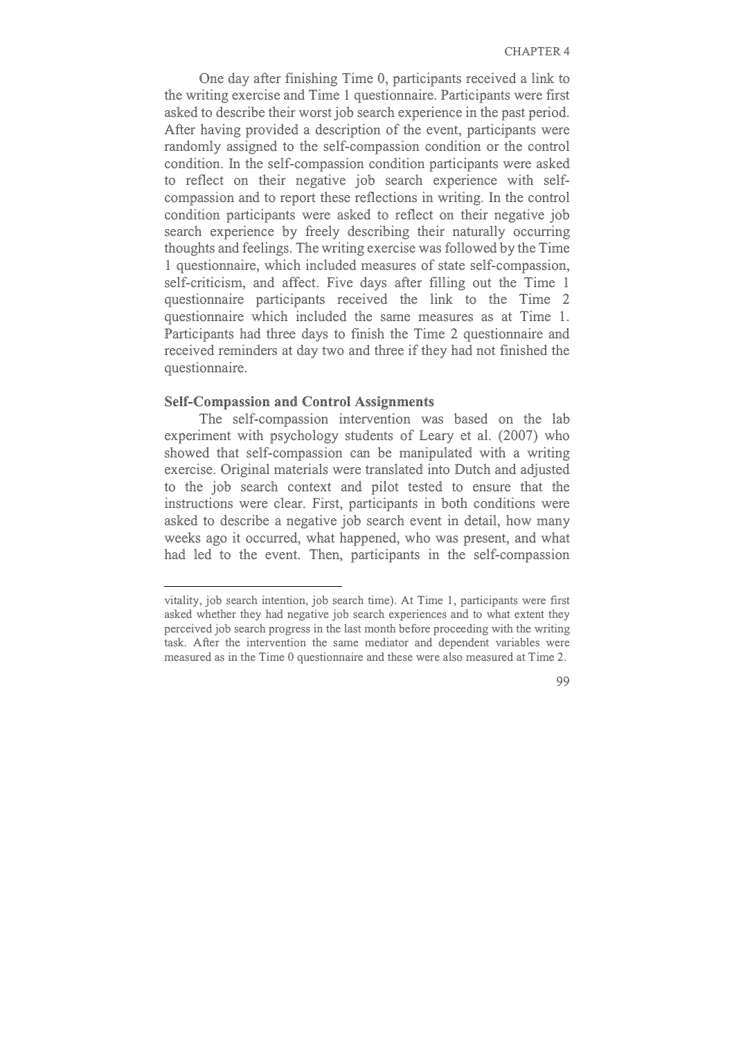One day after finishing Time 0, participants received a link to the writing exercise and Time 1 questionnaire. Participants were first asked to describe their worst job search experience in the past period. After having provided a description of the event, participants were randomly assigned to the self-compassion condition or the control condition. In the self-compassion condition participants were asked to reflect on their negative job search experience with self-compassion and to report these reflections in writing. In the control condition participants were asked to reflect on their negative job search experience by freely describing their naturally occurring thoughts and feelings. The writing exercise was followed by the Time 1 questionnaire, which included measures of state self-compassion, self-criticism, and affect. Five days after filling out the Time 1 questionnaire participants received the link to the Time 2 questionnaire which included the same measures as at Time 1. Participants had three days to finish the Time 2 questionnaire and received reminders at day two and three if they had not finished the questionnaire.

### Self-Compassion and Control Assignments

The self-compassion intervention was based on the lab experiment with psychology students of Leary et al. (2007) who showed that self-compassion can be manipulated with a writing exercise. Original materials were translated into Dutch and adjusted to the job search context and pilot tested to ensure that the instructions were clear. First, participants in both conditions were asked to describe a negative job search event in detail, how many weeks ago it occurred, what happened, who was present, and what had led to the event. Then, participants in the self-compassion

---

vitality, job search intention, job search time). At Time 1, participants were first asked whether they had negative job search experiences and to what extent they perceived job search progress in the last month before proceeding with the writing task. After the intervention the same mediator and dependent variables were measured as in the Time 0 questionnaire and these were also measured at Time 2.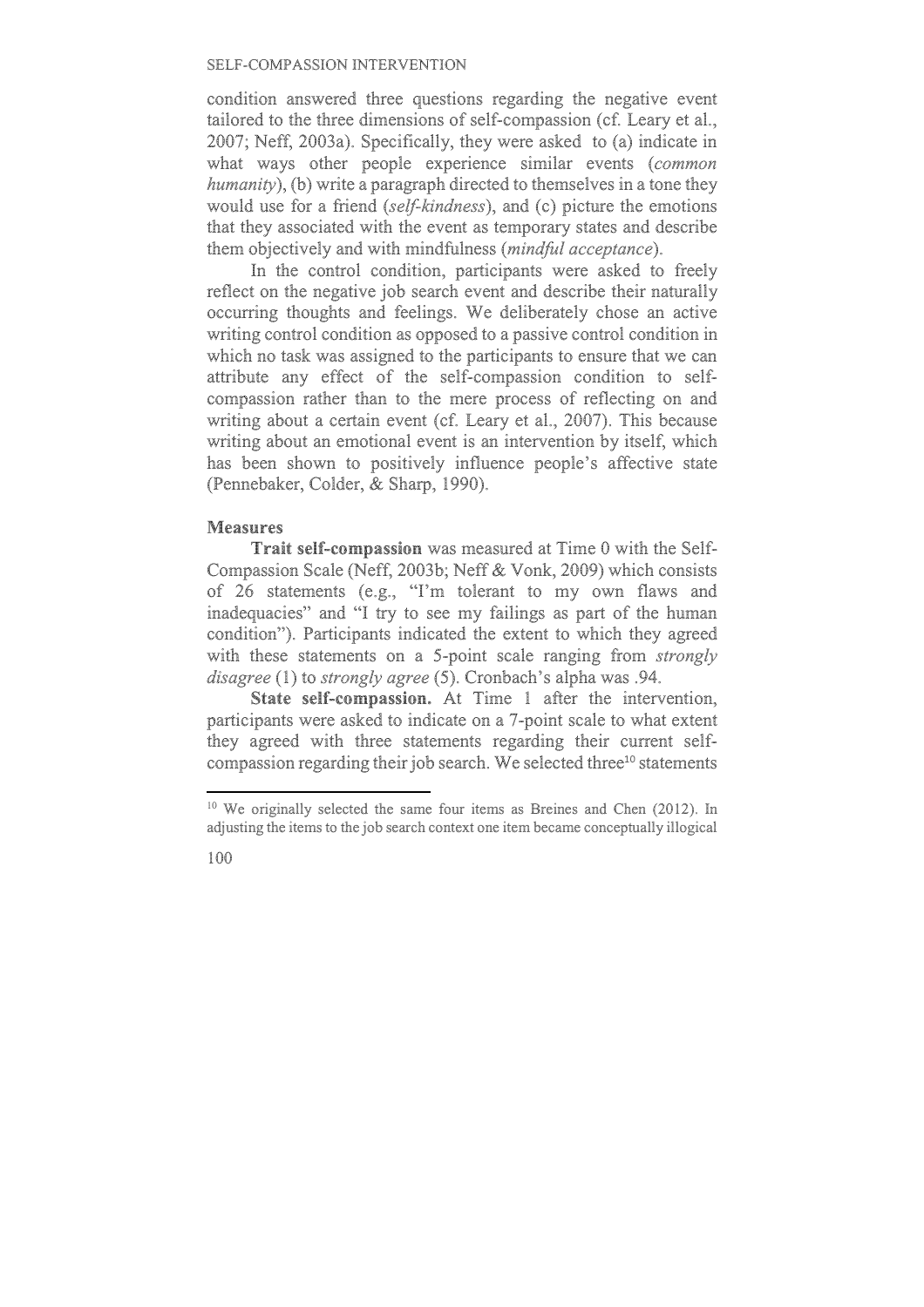condition answered three questions regarding the negative event tailored to the three dimensions of self-compassion (cf. Leary et al., 2007; Neff, 2003a). Specifically, they were asked to (a) indicate in what ways other people experience similar events (*common humanity*), (b) write a paragraph directed to themselves in a tone they would use for a friend (*self-kindness*), and (c) picture the emotions that they associated with the event as temporary states and describe them objectively and with mindfulness (*mindful acceptance*).

In the control condition, participants were asked to freely reflect on the negative job search event and describe their naturally occurring thoughts and feelings. We deliberately chose an active writing control condition as opposed to a passive control condition in which no task was assigned to the participants to ensure that we can attribute any effect of the self-compassion condition to self-compassion rather than to the mere process of reflecting on and writing about a certain event (cf. Leary et al., 2007). This because writing about an emotional event is an intervention by itself, which has been shown to positively influence people's affective state (Pennebaker, Colder, & Sharp, 1990).

### Measures

**Trait self-compassion** was measured at Time 0 with the Self-Compassion Scale (Neff, 2003b; Neff & Vonk, 2009) which consists of 26 statements (e.g., "I'm tolerant to my own flaws and inadequacies" and "I try to see my failings as part of the human condition"). Participants indicated the extent to which they agreed with these statements on a 5-point scale ranging from *strongly disagree* (1) to *strongly agree* (5). Cronbach's alpha was .94.

**State self-compassion.** At Time 1 after the intervention, participants were asked to indicate on a 7-point scale to what extent they agreed with three statements regarding their current self-compassion regarding their job search. We selected three[10] statements

[10] We originally selected the same four items as Breines and Chen (2012). In adjusting the items to the job search context one item became conceptually illogical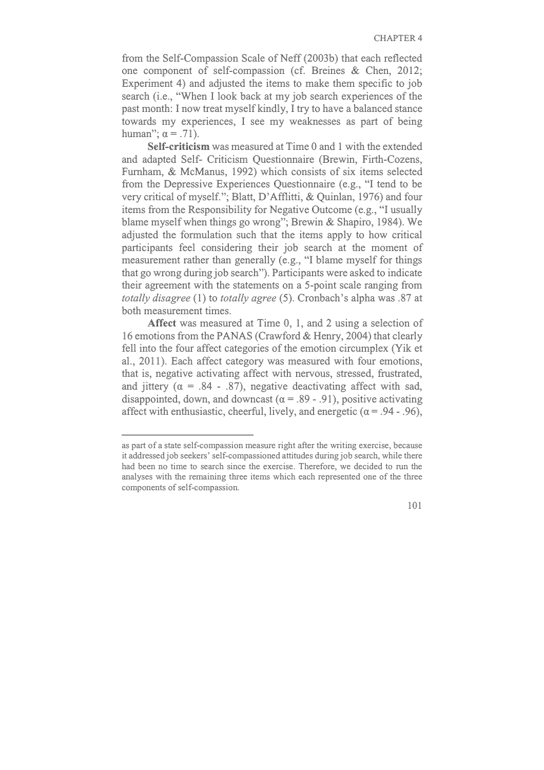from the Self-Compassion Scale of Neff (2003b) that each reflected one component of self-compassion (cf. Breines & Chen, 2012; Experiment 4) and adjusted the items to make them specific to job search (i.e., "When I look back at my job search experiences of the past month: I now treat myself kindly, I try to have a balanced stance towards my experiences, I see my weaknesses as part of being human"; $\alpha = .71$).

**Self-criticism** was measured at Time 0 and 1 with the extended and adapted Self- Criticism Questionnaire (Brewin, Firth-Cozens, Furnham, & McManus, 1992) which consists of six items selected from the Depressive Experiences Questionnaire (e.g., "I tend to be very critical of myself."; Blatt, D'Afflitti, & Quinlan, 1976) and four items from the Responsibility for Negative Outcome (e.g., "I usually blame myself when things go wrong"; Brewin & Shapiro, 1984). We adjusted the formulation such that the items apply to how critical participants feel considering their job search at the moment of measurement rather than generally (e.g., "I blame myself for things that go wrong during job search"). Participants were asked to indicate their agreement with the statements on a 5-point scale ranging from *totally disagree* (1) to *totally agree* (5). Cronbach's alpha was .87 at both measurement times.

**Affect** was measured at Time 0, 1, and 2 using a selection of 16 emotions from the PANAS (Crawford & Henry, 2004) that clearly fell into the four affect categories of the emotion circumplex (Yik et al., 2011). Each affect category was measured with four emotions, that is, negative activating affect with nervous, stressed, frustrated, and jittery ($\alpha = .84$ - $.87$), negative deactivating affect with sad, disappointed, down, and downcast ($\alpha = .89$ - $.91$), positive activating affect with enthusiastic, cheerful, lively, and energetic ($\alpha = .94$ - $.96$),

as part of a state self-compassion measure right after the writing exercise, because it addressed job seekers' self-compassioned attitudes during job search, while there had been no time to search since the exercise. Therefore, we decided to run the analyses with the remaining three items which each represented one of the three components of self-compassion.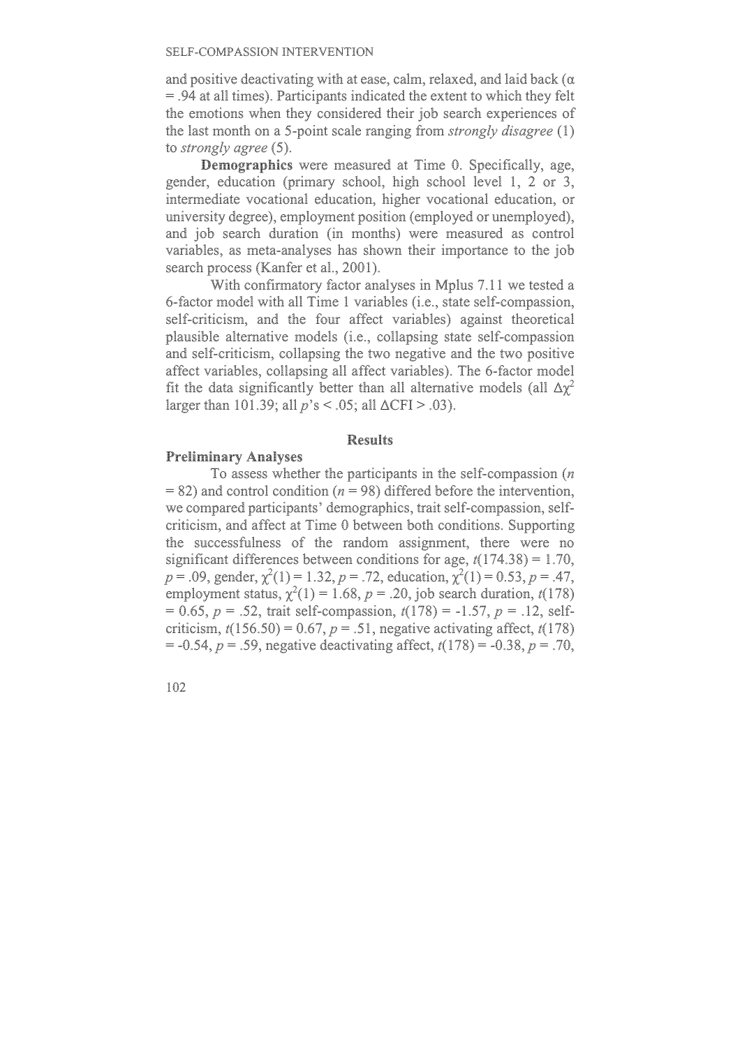and positive deactivating with at ease, calm, relaxed, and laid back ($\alpha = .94$ at all times). Participants indicated the extent to which they felt the emotions when they considered their job search experiences of the last month on a 5-point scale ranging from *strongly disagree* (1) to *strongly agree* (5).

**Demographics** were measured at Time 0. Specifically, age, gender, education (primary school, high school level 1, 2 or 3, intermediate vocational education, higher vocational education, or university degree), employment position (employed or unemployed), and job search duration (in months) were measured as control variables, as meta-analyses has shown their importance to the job search process (Kanfer et al., 2001).

With confirmatory factor analyses in Mplus 7.11 we tested a 6-factor model with all Time 1 variables (i.e., state self-compassion, self-criticism, and the four affect variables) against theoretical plausible alternative models (i.e., collapsing state self-compassion and self-criticism, collapsing the two negative and the two positive affect variables, collapsing all affect variables). The 6-factor model fit the data significantly better than all alternative models (all $\Delta\chi^2$ larger than 101.39; all $p$'s < .05; all $\Delta$CFI > .03).

## Results

### Preliminary Analyses

To assess whether the participants in the self-compassion ($n = 82$) and control condition ($n = 98$) differed before the intervention, we compared participants' demographics, trait self-compassion, self-criticism, and affect at Time 0 between both conditions. Supporting the successfulness of the random assignment, there were no significant differences between conditions for age, $t(174.38) = 1.70$, $p = .09$, gender, $\chi^2(1) = 1.32$, $p = .72$, education, $\chi^2(1) = 0.53$, $p = .47$, employment status, $\chi^2(1) = 1.68$, $p = .20$, job search duration, $t(178) = 0.65$, $p = .52$, trait self-compassion, $t(178) = -1.57$, $p = .12$, self-criticism, $t(156.50) = 0.67$, $p = .51$, negative activating affect, $t(178) = -0.54$, $p = .59$, negative deactivating affect, $t(178) = -0.38$, $p = .70$,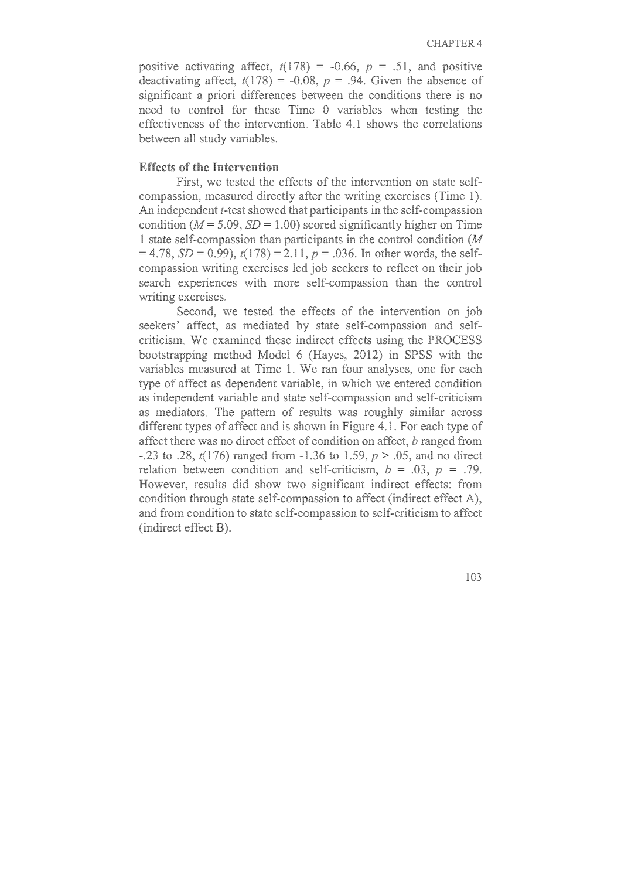positive activating affect, $t(178) = -0.66$, $p = .51$, and positive deactivating affect, $t(178) = -0.08$, $p = .94$. Given the absence of significant a priori differences between the conditions there is no need to control for these Time 0 variables when testing the effectiveness of the intervention. Table 4.1 shows the correlations between all study variables.

**Effects of the Intervention**

First, we tested the effects of the intervention on state self-compassion, measured directly after the writing exercises (Time 1). An independent *t*-test showed that participants in the self-compassion condition ($M = 5.09$, $SD = 1.00$) scored significantly higher on Time 1 state self-compassion than participants in the control condition ($M = 4.78$, $SD = 0.99$), $t(178) = 2.11$, $p = .036$. In other words, the self-compassion writing exercises led job seekers to reflect on their job search experiences with more self-compassion than the control writing exercises.

Second, we tested the effects of the intervention on job seekers' affect, as mediated by state self-compassion and self-criticism. We examined these indirect effects using the PROCESS bootstrapping method Model 6 (Hayes, 2012) in SPSS with the variables measured at Time 1. We ran four analyses, one for each type of affect as dependent variable, in which we entered condition as independent variable and state self-compassion and self-criticism as mediators. The pattern of results was roughly similar across different types of affect and is shown in Figure 4.1. For each type of affect there was no direct effect of condition on affect, *b* ranged from -.23 to .28, $t(176)$ ranged from -1.36 to 1.59, $p > .05$, and no direct relation between condition and self-criticism, $b = .03$, $p = .79$. However, results did show two significant indirect effects: from condition through state self-compassion to affect (indirect effect A), and from condition to state self-compassion to self-criticism to affect (indirect effect B).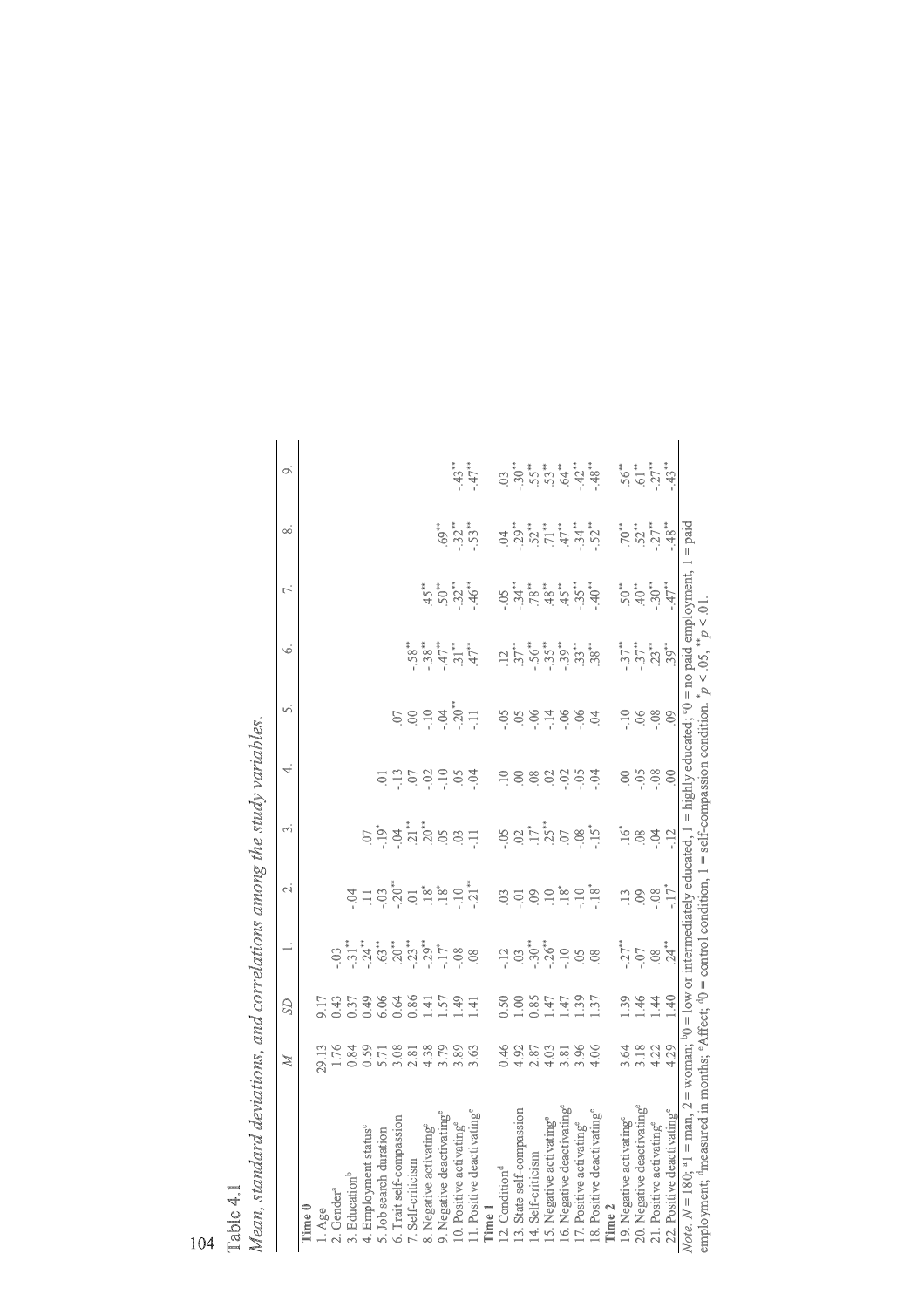Table 4.1

*Mean, standard deviations, and correlations among the study variables.*

| | *M* | *SD* | 1. | 2. | 3. | 4. | 5. | 6. | 7. | 8. | 9. |
|---|---|---|---|---|---|---|---|---|---|---|---|
| **Time 0** | | | | | | | | | | | |
| 1. Age | 29.13 | 9.17 | | | | | | | | | |
| 2. Gender[a] | 1.76 | 0.43 | -.03 | | | | | | | | |
| 3. Education[b] | 0.84 | 0.37 | -.31** | -.04 | | | | | | | |
| 4. Employment status[c] | 0.59 | 0.49 | -.24** | .11 | .07 | | | | | | |
| 5. Job search duration | 5.71 | 6.06 | .63** | -.03 | -.19* | .01 | | | | | |
| 6. Trait self-compassion | 3.08 | 0.64 | .20** | -.20** | -.04 | -.13 | .07 | | | | |
| 7. Self-criticism | 2.81 | 0.86 | -.23** | .01 | .21** | .07 | .00 | -.58** | | | |
| 8. Negative activating[e] | 4.38 | 1.41 | -.29** | .18* | .20** | -.02 | -.10 | -.38** | .45** | | |
| 9. Negative deactivating[e] | 3.79 | 1.57 | -.17* | .18* | .05 | -.10 | -.04 | -.47** | .50** | .69** | |
| 10. Positive activating[e] | 3.89 | 1.49 | -.08 | -.10 | .03 | .05 | -.20** | .31** | -.32** | -.32** | -.43** |
| 11. Positive deactivating[e] | 3.63 | 1.41 | .08 | -.21** | -.11 | -.04 | -.11 | .47** | -.46** | -.53** | -.47** |
| **Time 1** | | | | | | | | | | | |
| 12. Condition[d] | 0.46 | 0.50 | -.12 | .03 | -.05 | .10 | -.05 | .12 | -.05 | .04 | .03 |
| 13. State self-compassion | 4.92 | 1.00 | .03 | -.01 | .02 | .00 | .05 | .37** | -.34** | -.29** | -.30** |
| 14. Self-criticism | 2.87 | 0.85 | -.30** | .09 | .17* | .08 | -.06 | -.56** | .78** | .52** | .55** |
| 15. Negative activating[e] | 4.03 | 1.47 | -.26** | .10 | .25** | .02 | -.14 | -.35** | .48** | .71** | .53** |
| 16. Negative deactivating[e] | 3.81 | 1.47 | -.10 | .18* | .07 | -.02 | -.06 | -.39** | .45** | .47** | .64** |
| 17. Positive activating[e] | 3.96 | 1.39 | .05 | -.10 | -.08 | -.05 | -.06 | .33** | -.35** | -.34** | -.42** |
| 18. Positive deactivating[e] | 4.06 | 1.37 | .08 | -.18* | -.15* | -.04 | .04 | .38** | -.40** | -.52** | -.48** |
| **Time 2** | | | | | | | | | | | |
| 19. Negative activating[e] | 3.64 | 1.39 | -.27** | .13 | .16* | .00 | -.10 | -.37** | .50** | .70** | .56** |
| 20. Negative deactivating[e] | 3.18 | 1.46 | -.07 | .09 | .08 | -.05 | .06 | -.37** | .40** | .52** | .61** |
| 21. Positive activating[e] | 4.22 | 1.44 | .08 | -.08 | -.04 | -.08 | -.08 | .23** | -.30** | -.27** | -.27** |
| 22. Positive deactivating[e] | 4.29 | 1.40 | .24** | -.17* | -.12 | .00 | .09 | .39** | -.47** | -.48** | -.43** |

*Note.* $N = 180$; [a]1 = man, 2 = woman; [b]0 = low or intermediately educated, 1 = highly educated; [c]0 = no paid employment, 1 = paid employment; [d]measured in months; [e]Affect; [d]0 = control condition, 1 = self-compassion condition. $^{*}p < .05$, $^{**}p < .01$.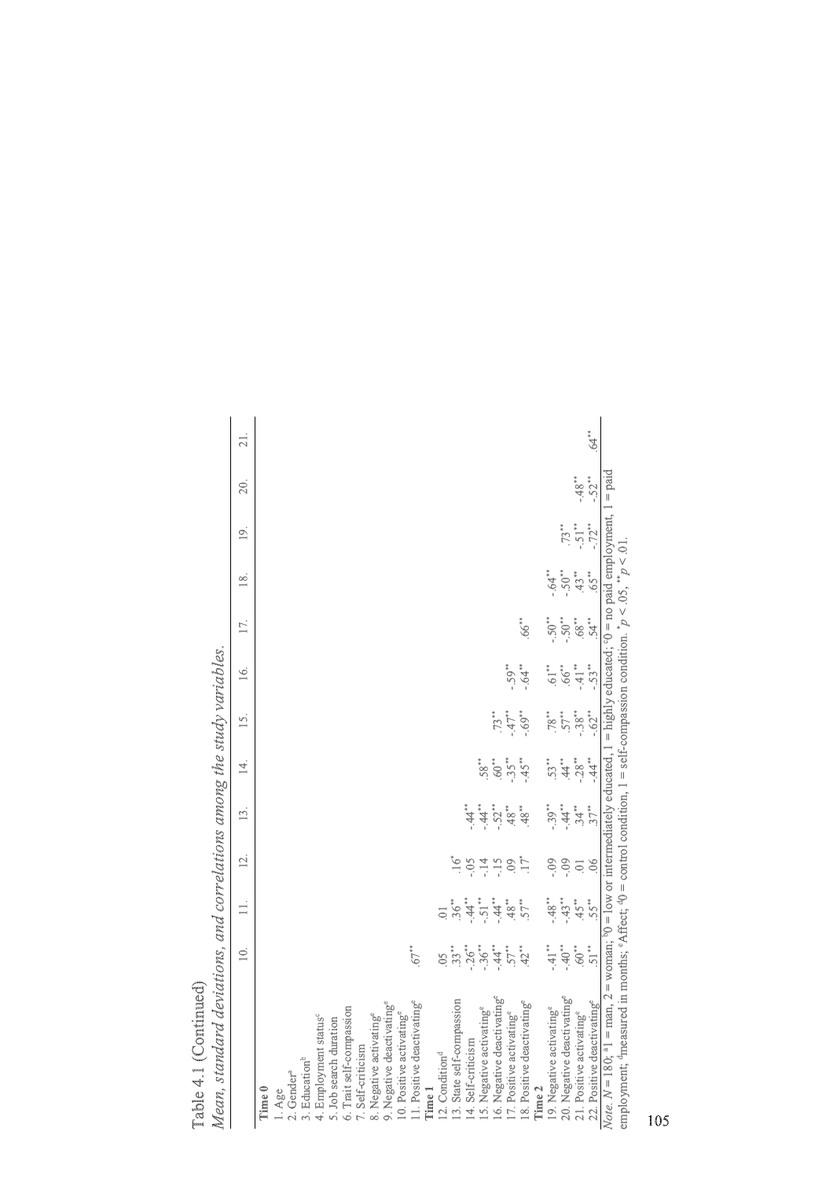Table 4.1 (Continued)

*Mean, standard deviations, and correlations among the study variables.*

| | 10. | 11. | 12. | 13. | 14. | 15. | 16. | 17. | 18. | 19. | 20. | 21. |
|---|---|---|---|---|---|---|---|---|---|---|---|---|
| **Time 0** | | | | | | | | | | | | |
| 1. Age | | | | | | | | | | | | |
| 2. Gender[a] | | | | | | | | | | | | |
| 3. Education[b] | | | | | | | | | | | | |
| 4. Employment status[c] | | | | | | | | | | | | |
| 5. Job search duration | | | | | | | | | | | | |
| 6. Trait self-compassion | | | | | | | | | | | | |
| 7. Self-criticism | | | | | | | | | | | | |
| 8. Negative activating[e] | | | | | | | | | | | | |
| 9. Negative deactivating[e] | | | | | | | | | | | | |
| 10. Positive activating[e] | | | | | | | | | | | | |
| 11. Positive deactivating[e] | .67** | | | | | | | | | | | |
| **Time 1** | | | | | | | | | | | | |
| 12. Condition[d] | .05 | .01 | | | | | | | | | | |
| 13. State self-compassion | .33** | .36** | .16* | | | | | | | | | |
| 14. Self-criticism | -.26** | -.44** | -.05 | -.44** | | | | | | | | |
| 15. Negative activating[e] | -.36** | -.51** | -.14 | -.44** | .58** | | | | | | | |
| 16. Negative deactivating[e] | -.44** | -.44** | -.15 | -.52** | .60** | .73** | | | | | | |
| 17. Positive activating[e] | .57** | .48** | .09 | .48** | -.35** | -.47** | -.59** | | | | | |
| 18. Positive deactivating[e] | .42** | .57** | .17* | .48** | -.45** | -.69** | -.64** | .66** | | | | |
| **Time 2** | | | | | | | | | | | | |
| 19. Negative activating[e] | -.41** | -.48** | -.09 | -.39** | .53** | .78** | .61** | -.50** | -.64** | | | |
| 20. Negative deactivating[e] | -.40** | -.43** | -.09 | -.44** | .44** | .57** | .66** | -.50** | -.50** | .73** | | |
| 21. Positive activating[e] | .60** | .45** | .01 | .34** | -.28** | -.38** | -.41** | .68** | .43** | -.51** | -.48** | |
| 22. Positive deactivating[e] | .51** | .55** | .06 | .37** | -.44** | -.62** | -.53** | .54** | .65** | -.72** | -.52** | .64** |

*Note.* $N = 180$; [a]1 = man, 2 = woman; [b]0 = low or intermediately educated, 1 = highly educated; [c]0 = no paid employment, 1 = paid employment; [d]measured in months; [e]Affect; [d]0 = control condition, 1 = self-compassion condition. $^{*}p < .05$, $^{**}p < .01$.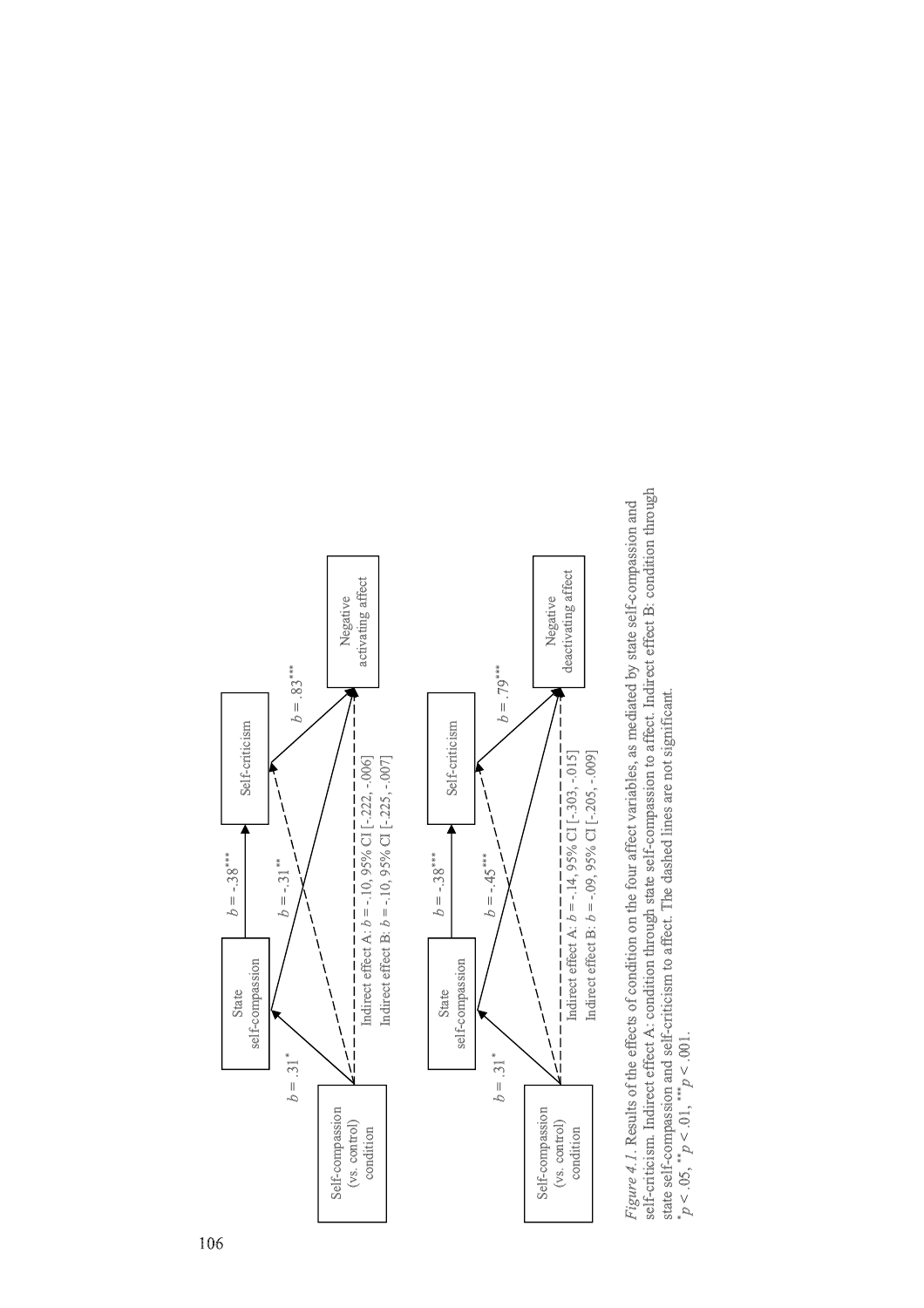Self-compassion (vs. control) condition

State self-compassion

Self-criticism

Negative activating affect

$b = .31^{*}$

$b = -.38^{***}$

$b = -.31^{**}$

$b = .83^{***}$

Indirect effect A: $b = -.10$, 95% CI [-.222, -.006]
Indirect effect B: $b = -.10$, 95% CI [-.225, -.007]

Self-compassion (vs. control) condition

State self-compassion

Self-criticism

Negative deactivating affect

$b = .31^{*}$

$b = -.38^{***}$

$b = -.45^{***}$

$b = .79^{***}$

Indirect effect A: $b = -.14$, 95% CI [-.303, -.015]
Indirect effect B: $b = -.09$, 95% CI [-.205, -.009]

*Figure 4.1.* Results of the effects of condition on the four affect variables, as mediated by state self-compassion and self-criticism. Indirect effect A: condition through state self-compassion to affect. Indirect effect B: condition through state self-compassion and self-criticism to affect. The dashed lines are not significant.
$^{*}p < .05$, $^{**}p < .01$, $^{***}p < .001$.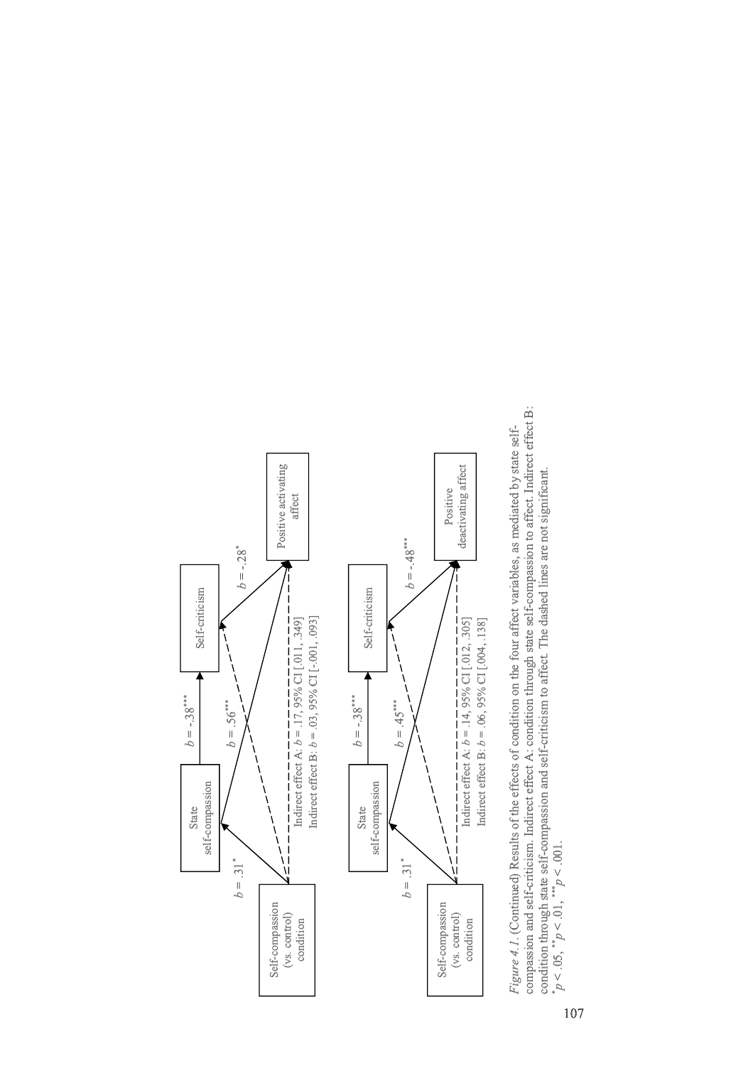Self-compassion (vs. control) condition

State self-compassion

Self-criticism

Positive activating affect

$b = .31^{*}$

$b = -.38^{***}$

$b = .56^{***}$

$b = -.28^{*}$

Indirect effect A: $b = .17$, 95% CI [.011, .349]

Indirect effect B: $b = .03$, 95% CI [-.001, .093]

Self-compassion (vs. control) condition

State self-compassion

Self-criticism

Positive deactivating affect

$b = .31^{*}$

$b = -.38^{***}$

$b = .45^{***}$

$b = -.48^{***}$

Indirect effect A: $b = .14$, 95% CI [.012, .305]

Indirect effect B: $b = .06$, 95% CI [.004, .138]

*Figure 4.1.* (Continued) Results of the effects of condition on the four affect variables, as mediated by state self-compassion and self-criticism. Indirect effect A: condition through state self-compassion to affect. Indirect effect B: condition through state self-compassion and self-criticism to affect. The dashed lines are not significant.
$^{*}p < .05$, $^{**}p < .01$, $^{***}p < .001$.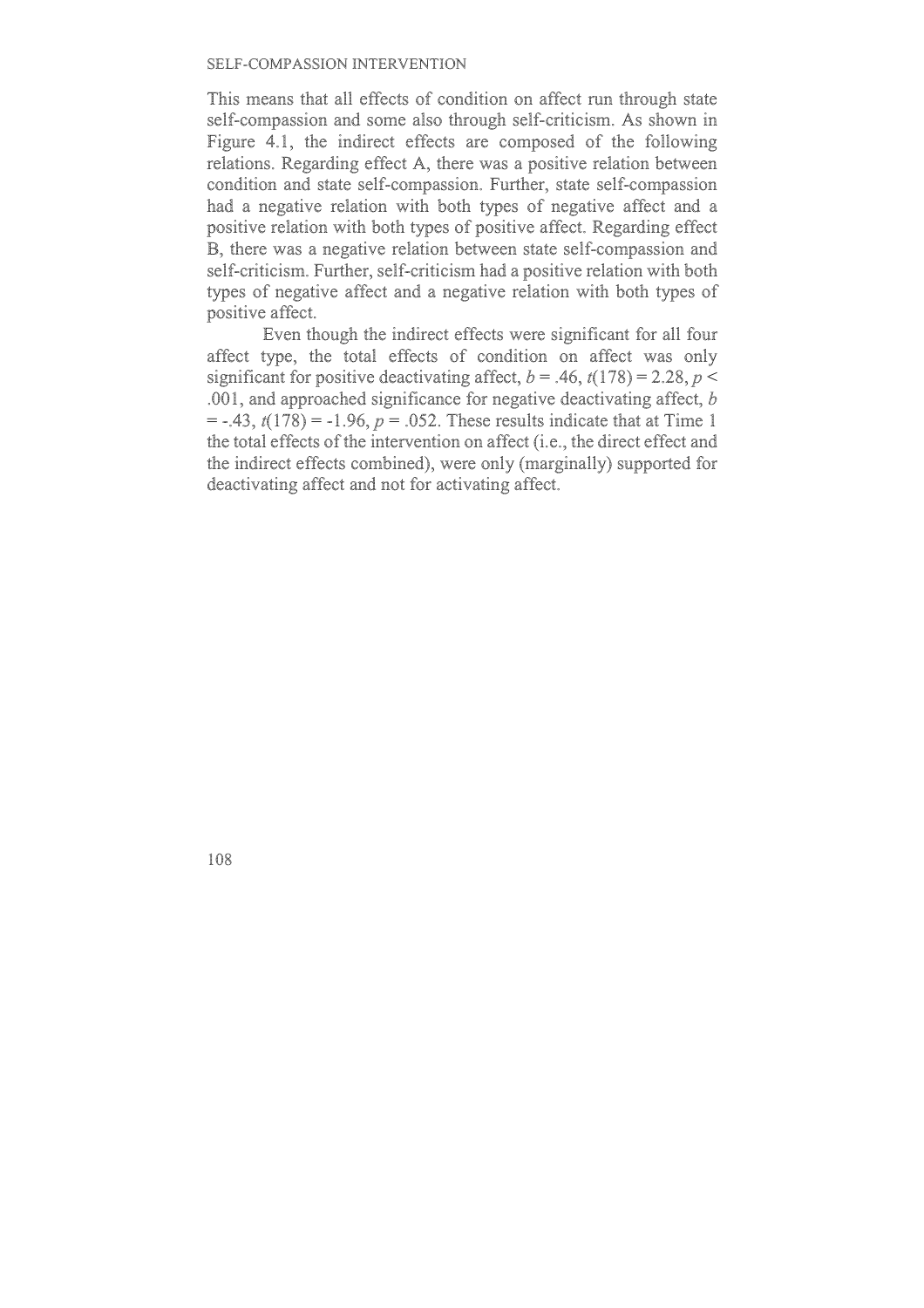This means that all effects of condition on affect run through state self-compassion and some also through self-criticism. As shown in Figure 4.1, the indirect effects are composed of the following relations. Regarding effect A, there was a positive relation between condition and state self-compassion. Further, state self-compassion had a negative relation with both types of negative affect and a positive relation with both types of positive affect. Regarding effect B, there was a negative relation between state self-compassion and self-criticism. Further, self-criticism had a positive relation with both types of negative affect and a negative relation with both types of positive affect.

Even though the indirect effects were significant for all four affect type, the total effects of condition on affect was only significant for positive deactivating affect, $b = .46$, $t(178) = 2.28$, $p < .001$, and approached significance for negative deactivating affect, $b = -.43$, $t(178) = -1.96$, $p = .052$. These results indicate that at Time 1 the total effects of the intervention on affect (i.e., the direct effect and the indirect effects combined), were only (marginally) supported for deactivating affect and not for activating affect.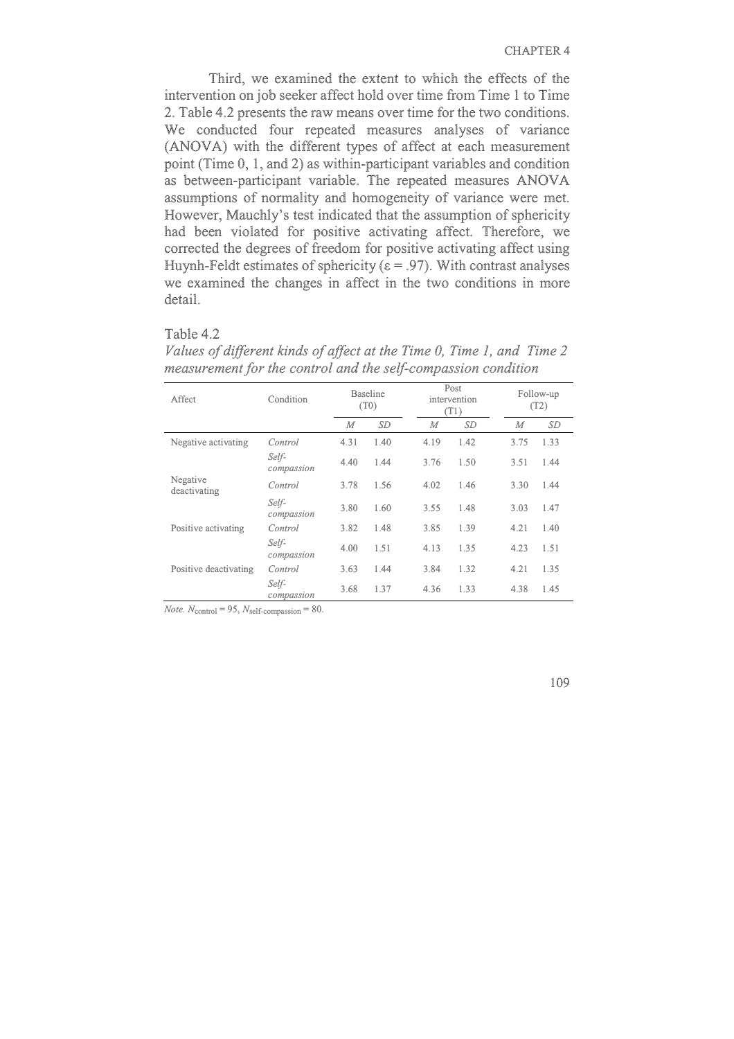Third, we examined the extent to which the effects of the intervention on job seeker affect hold over time from Time 1 to Time 2. Table 4.2 presents the raw means over time for the two conditions. We conducted four repeated measures analyses of variance (ANOVA) with the different types of affect at each measurement point (Time 0, 1, and 2) as within-participant variables and condition as between-participant variable. The repeated measures ANOVA assumptions of normality and homogeneity of variance were met. However, Mauchly's test indicated that the assumption of sphericity had been violated for positive activating affect. Therefore, we corrected the degrees of freedom for positive activating affect using Huynh-Feldt estimates of sphericity ($\varepsilon = .97$). With contrast analyses we examined the changes in affect in the two conditions in more detail.

Table 4.2

*Values of different kinds of affect at the Time 0, Time 1, and Time 2 measurement for the control and the self-compassion condition*

| Affect | Condition | Baseline (T0) | | Post intervention (T1) | | Follow-up (T2) | |
|---|---|---|---|---|---|---|---|
| | | *M* | *SD* | *M* | *SD* | *M* | *SD* |
| Negative activating | *Control* | 4.31 | 1.40 | 4.19 | 1.42 | 3.75 | 1.33 |
| | *Self-compassion* | 4.40 | 1.44 | 3.76 | 1.50 | 3.51 | 1.44 |
| Negative deactivating | *Control* | 3.78 | 1.56 | 4.02 | 1.46 | 3.30 | 1.44 |
| | *Self-compassion* | 3.80 | 1.60 | 3.55 | 1.48 | 3.03 | 1.47 |
| Positive activating | *Control* | 3.82 | 1.48 | 3.85 | 1.39 | 4.21 | 1.40 |
| | *Self-compassion* | 4.00 | 1.51 | 4.13 | 1.35 | 4.23 | 1.51 |
| Positive deactivating | *Control* | 3.63 | 1.44 | 3.84 | 1.32 | 4.21 | 1.35 |
| | *Self-compassion* | 3.68 | 1.37 | 4.36 | 1.33 | 4.38 | 1.45 |

*Note.* $N_{\text{control}} = 95$, $N_{\text{self-compassion}} = 80$.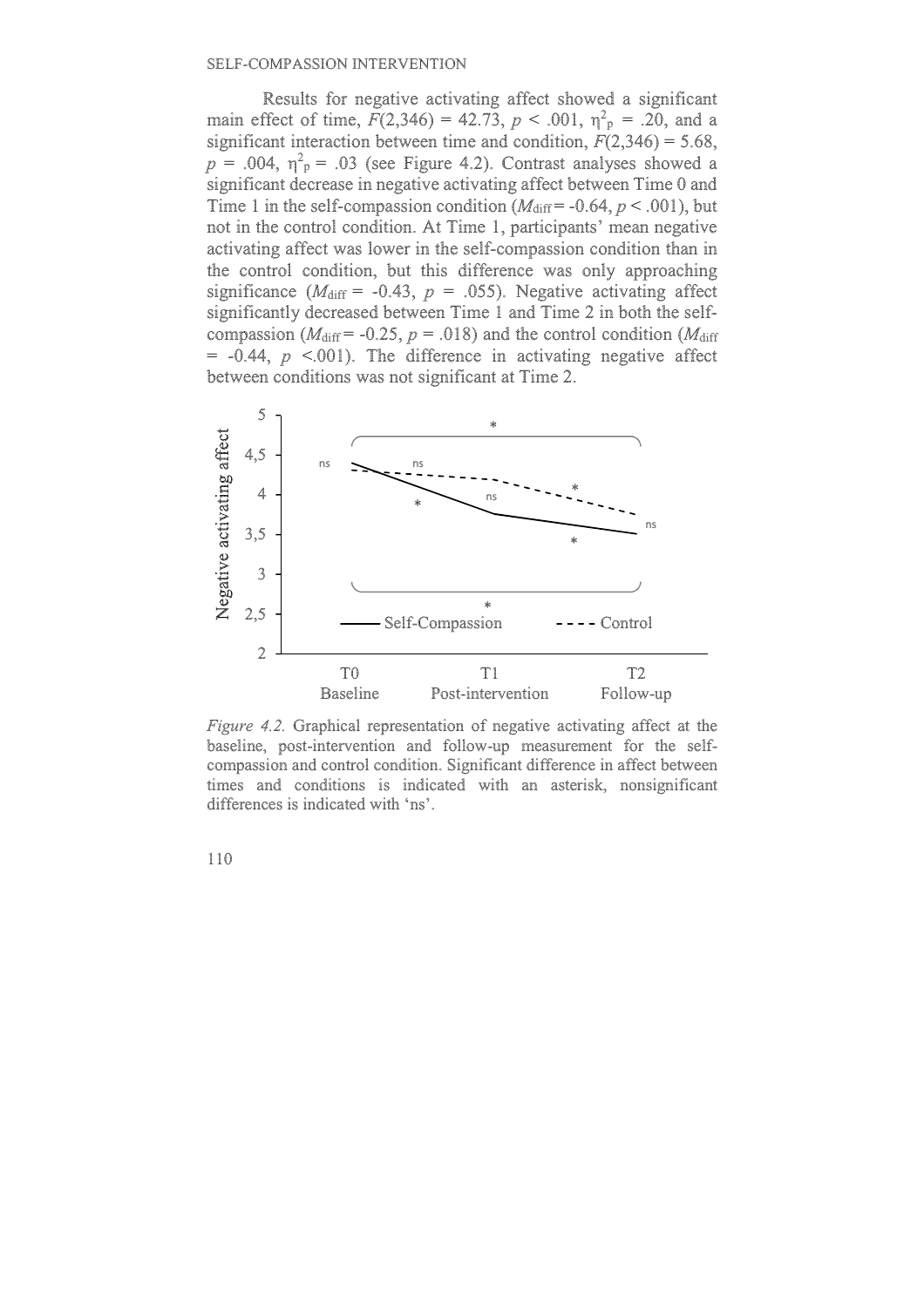Results for negative activating affect showed a significant main effect of time, $F(2,346) = 42.73$, $p < .001$, $\eta^2_p = .20$, and a significant interaction between time and condition, $F(2,346) = 5.68$, $p = .004$, $\eta^2_p = .03$ (see Figure 4.2). Contrast analyses showed a significant decrease in negative activating affect between Time 0 and Time 1 in the self-compassion condition ($M_{\text{diff}} = -0.64$, $p < .001$), but not in the control condition. At Time 1, participants' mean negative activating affect was lower in the self-compassion condition than in the control condition, but this difference was only approaching significance ($M_{\text{diff}} = -0.43$, $p = .055$). Negative activating affect significantly decreased between Time 1 and Time 2 in both the self-compassion ($M_{\text{diff}} = -0.25$, $p = .018$) and the control condition ($M_{\text{diff}} = -0.44$, $p < .001$). The difference in activating negative affect between conditions was not significant at Time 2.

*Figure 4.2.* Graphical representation of negative activating affect at the baseline, post-intervention and follow-up measurement for the self-compassion and control condition. Significant difference in affect between times and conditions is indicated with an asterisk, nonsignificant differences is indicated with 'ns'.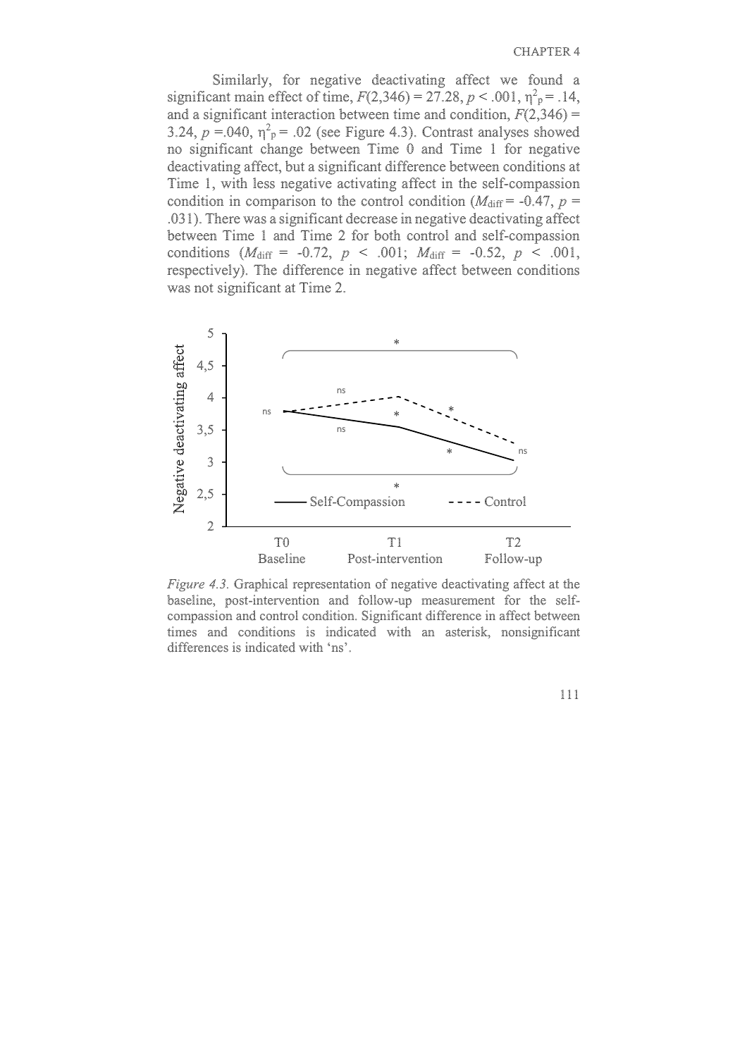Similarly, for negative deactivating affect we found a significant main effect of time, $F(2,346) = 27.28$, $p < .001$, $\eta^2_p = .14$, and a significant interaction between time and condition, $F(2,346) = 3.24$, $p = .040$, $\eta^2_p = .02$ (see Figure 4.3). Contrast analyses showed no significant change between Time 0 and Time 1 for negative deactivating affect, but a significant difference between conditions at Time 1, with less negative activating affect in the self-compassion condition in comparison to the control condition ($M_{diff} = -0.47$, $p = .031$). There was a significant decrease in negative deactivating affect between Time 1 and Time 2 for both control and self-compassion conditions ($M_{diff} = -0.72$, $p < .001$; $M_{diff} = -0.52$, $p < .001$, respectively). The difference in negative affect between conditions was not significant at Time 2.

*Figure 4.3.* Graphical representation of negative deactivating affect at the baseline, post-intervention and follow-up measurement for the self-compassion and control condition. Significant difference in affect between times and conditions is indicated with an asterisk, nonsignificant differences is indicated with 'ns'.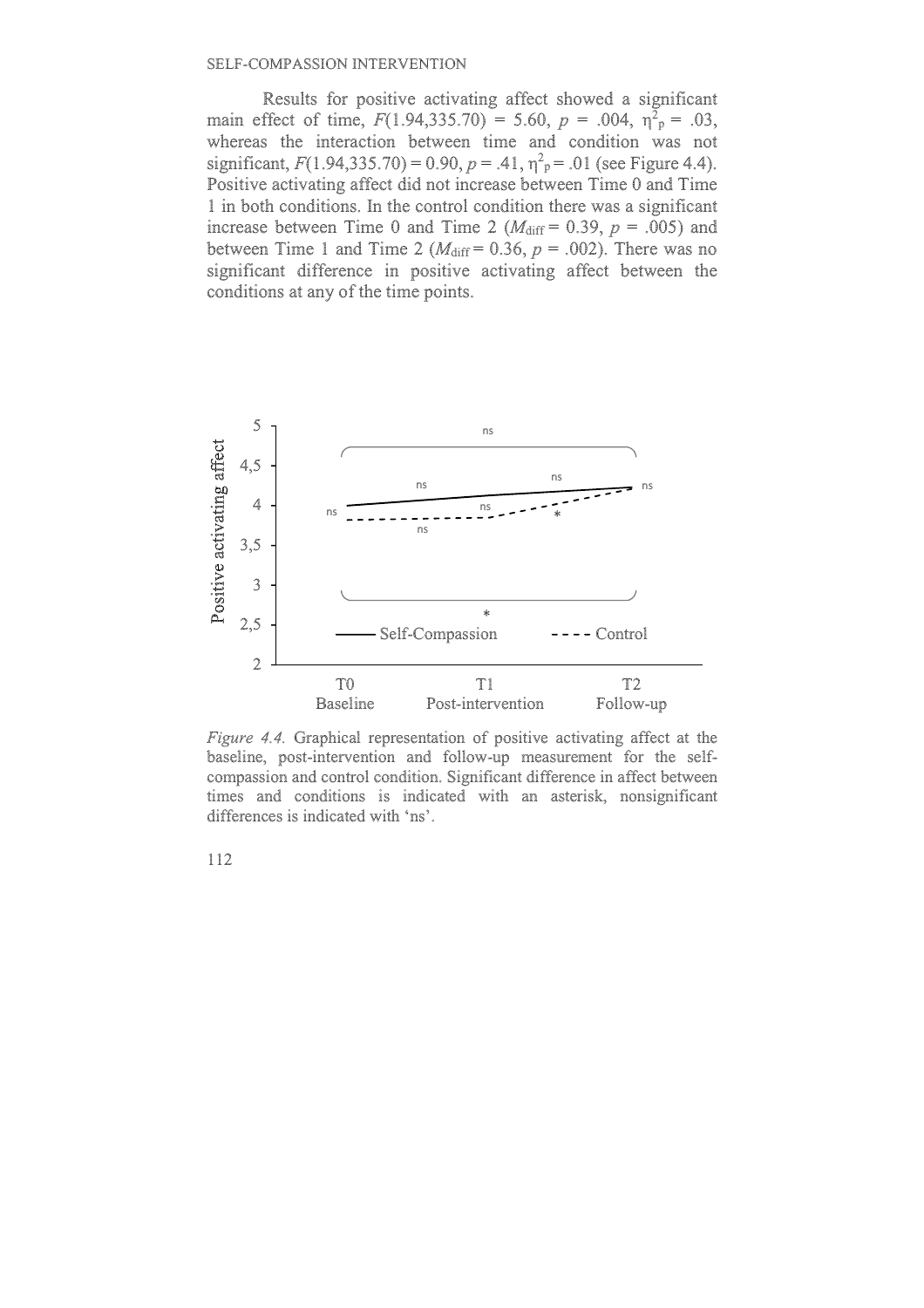Results for positive activating affect showed a significant main effect of time, $F(1.94,335.70) = 5.60$, $p = .004$, $\eta^2_p = .03$, whereas the interaction between time and condition was not significant, $F(1.94,335.70) = 0.90$, $p = .41$, $\eta^2_p = .01$ (see Figure 4.4). Positive activating affect did not increase between Time 0 and Time 1 in both conditions. In the control condition there was a significant increase between Time 0 and Time 2 ($M_{\text{diff}} = 0.39$, $p = .005$) and between Time 1 and Time 2 ($M_{\text{diff}} = 0.36$, $p = .002$). There was no significant difference in positive activating affect between the conditions at any of the time points.

*Figure 4.4.* Graphical representation of positive activating affect at the baseline, post-intervention and follow-up measurement for the self-compassion and control condition. Significant difference in affect between times and conditions is indicated with an asterisk, nonsignificant differences is indicated with 'ns'.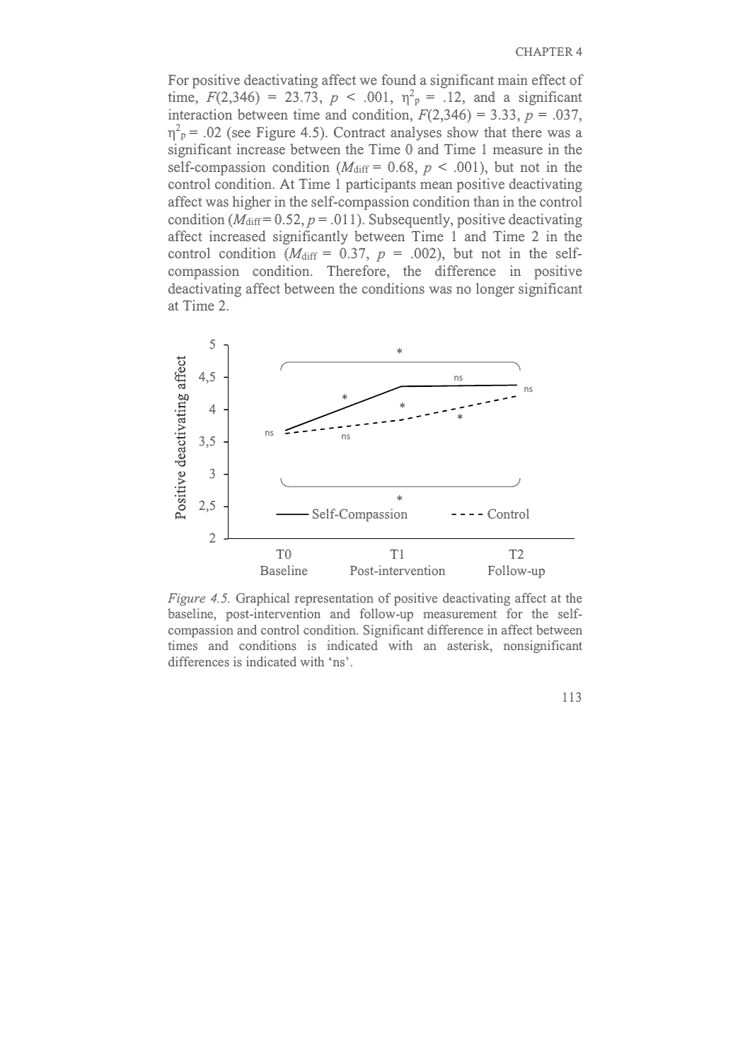For positive deactivating affect we found a significant main effect of time, $F(2,346) = 23.73$, $p < .001$, $\eta^2_p = .12$, and a significant interaction between time and condition, $F(2,346) = 3.33$, $p = .037$, $\eta^2_p = .02$ (see Figure 4.5). Contract analyses show that there was a significant increase between the Time 0 and Time 1 measure in the self-compassion condition ($M_{diff} = 0.68$, $p < .001$), but not in the control condition. At Time 1 participants mean positive deactivating affect was higher in the self-compassion condition than in the control condition ($M_{diff} = 0.52$, $p = .011$). Subsequently, positive deactivating affect increased significantly between Time 1 and Time 2 in the control condition ($M_{diff} = 0.37$, $p = .002$), but not in the self-compassion condition. Therefore, the difference in positive deactivating affect between the conditions was no longer significant at Time 2.

*Figure 4.5.* Graphical representation of positive deactivating affect at the baseline, post-intervention and follow-up measurement for the self-compassion and control condition. Significant difference in affect between times and conditions is indicated with an asterisk, nonsignificant differences is indicated with 'ns'.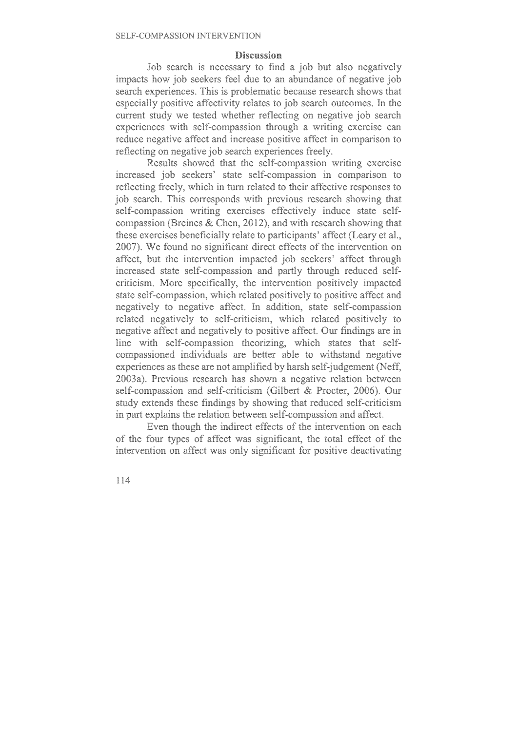## Discussion

Job search is necessary to find a job but also negatively impacts how job seekers feel due to an abundance of negative job search experiences. This is problematic because research shows that especially positive affectivity relates to job search outcomes. In the current study we tested whether reflecting on negative job search experiences with self-compassion through a writing exercise can reduce negative affect and increase positive affect in comparison to reflecting on negative job search experiences freely.

Results showed that the self-compassion writing exercise increased job seekers' state self-compassion in comparison to reflecting freely, which in turn related to their affective responses to job search. This corresponds with previous research showing that self-compassion writing exercises effectively induce state self-compassion (Breines & Chen, 2012), and with research showing that these exercises beneficially relate to participants' affect (Leary et al., 2007). We found no significant direct effects of the intervention on affect, but the intervention impacted job seekers' affect through increased state self-compassion and partly through reduced self-criticism. More specifically, the intervention positively impacted state self-compassion, which related positively to positive affect and negatively to negative affect. In addition, state self-compassion related negatively to self-criticism, which related positively to negative affect and negatively to positive affect. Our findings are in line with self-compassion theorizing, which states that self-compassioned individuals are better able to withstand negative experiences as these are not amplified by harsh self-judgement (Neff, 2003a). Previous research has shown a negative relation between self-compassion and self-criticism (Gilbert & Procter, 2006). Our study extends these findings by showing that reduced self-criticism in part explains the relation between self-compassion and affect.

Even though the indirect effects of the intervention on each of the four types of affect was significant, the total effect of the intervention on affect was only significant for positive deactivating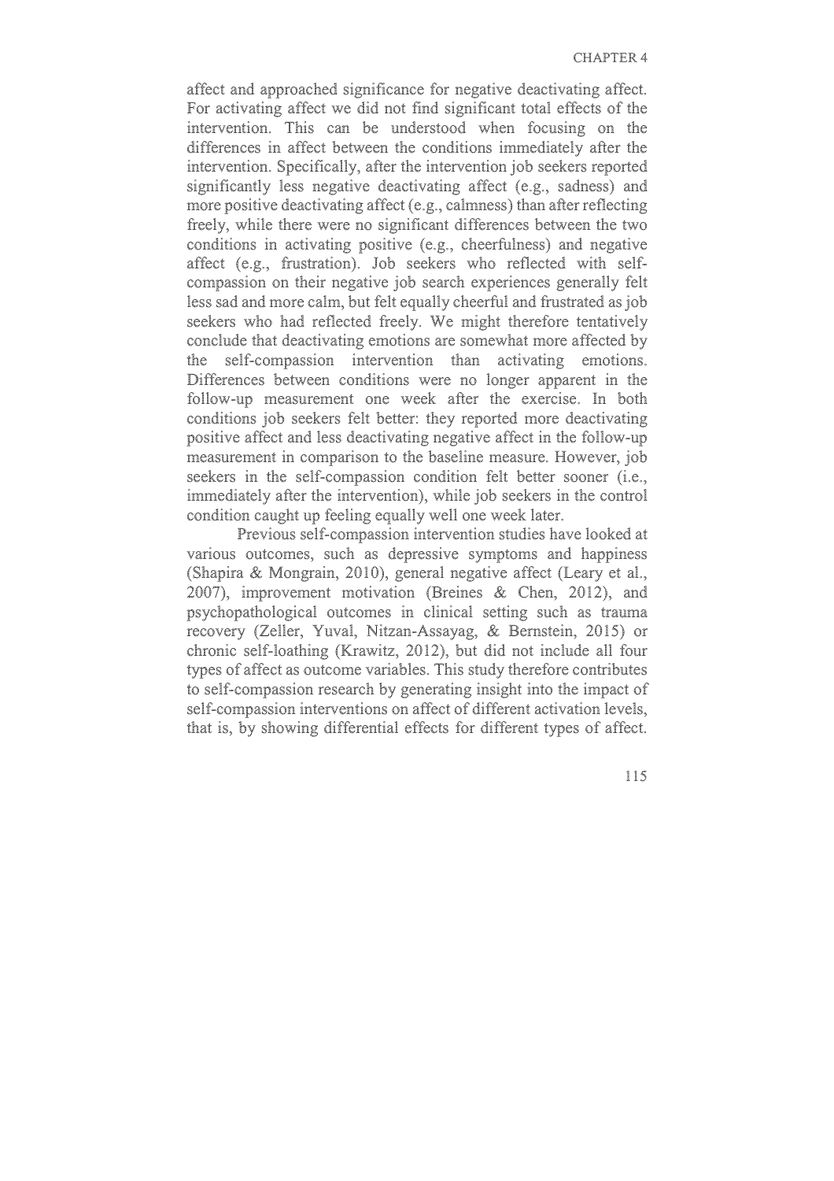affect and approached significance for negative deactivating affect. For activating affect we did not find significant total effects of the intervention. This can be understood when focusing on the differences in affect between the conditions immediately after the intervention. Specifically, after the intervention job seekers reported significantly less negative deactivating affect (e.g., sadness) and more positive deactivating affect (e.g., calmness) than after reflecting freely, while there were no significant differences between the two conditions in activating positive (e.g., cheerfulness) and negative affect (e.g., frustration). Job seekers who reflected with self-compassion on their negative job search experiences generally felt less sad and more calm, but felt equally cheerful and frustrated as job seekers who had reflected freely. We might therefore tentatively conclude that deactivating emotions are somewhat more affected by the self-compassion intervention than activating emotions. Differences between conditions were no longer apparent in the follow-up measurement one week after the exercise. In both conditions job seekers felt better: they reported more deactivating positive affect and less deactivating negative affect in the follow-up measurement in comparison to the baseline measure. However, job seekers in the self-compassion condition felt better sooner (i.e., immediately after the intervention), while job seekers in the control condition caught up feeling equally well one week later.

Previous self-compassion intervention studies have looked at various outcomes, such as depressive symptoms and happiness (Shapira & Mongrain, 2010), general negative affect (Leary et al., 2007), improvement motivation (Breines & Chen, 2012), and psychopathological outcomes in clinical setting such as trauma recovery (Zeller, Yuval, Nitzan-Assayag, & Bernstein, 2015) or chronic self-loathing (Krawitz, 2012), but did not include all four types of affect as outcome variables. This study therefore contributes to self-compassion research by generating insight into the impact of self-compassion interventions on affect of different activation levels, that is, by showing differential effects for different types of affect.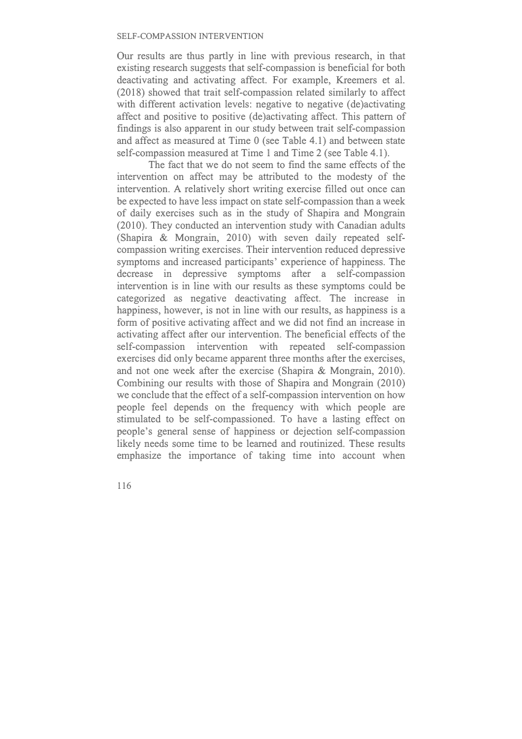Our results are thus partly in line with previous research, in that existing research suggests that self-compassion is beneficial for both deactivating and activating affect. For example, Kreemers et al. (2018) showed that trait self-compassion related similarly to affect with different activation levels: negative to negative (de)activating affect and positive to positive (de)activating affect. This pattern of findings is also apparent in our study between trait self-compassion and affect as measured at Time 0 (see Table 4.1) and between state self-compassion measured at Time 1 and Time 2 (see Table 4.1).

The fact that we do not seem to find the same effects of the intervention on affect may be attributed to the modesty of the intervention. A relatively short writing exercise filled out once can be expected to have less impact on state self-compassion than a week of daily exercises such as in the study of Shapira and Mongrain (2010). They conducted an intervention study with Canadian adults (Shapira & Mongrain, 2010) with seven daily repeated self-compassion writing exercises. Their intervention reduced depressive symptoms and increased participants' experience of happiness. The decrease in depressive symptoms after a self-compassion intervention is in line with our results as these symptoms could be categorized as negative deactivating affect. The increase in happiness, however, is not in line with our results, as happiness is a form of positive activating affect and we did not find an increase in activating affect after our intervention. The beneficial effects of the self-compassion intervention with repeated self-compassion exercises did only became apparent three months after the exercises, and not one week after the exercise (Shapira & Mongrain, 2010). Combining our results with those of Shapira and Mongrain (2010) we conclude that the effect of a self-compassion intervention on how people feel depends on the frequency with which people are stimulated to be self-compassioned. To have a lasting effect on people's general sense of happiness or dejection self-compassion likely needs some time to be learned and routinized. These results emphasize the importance of taking time into account when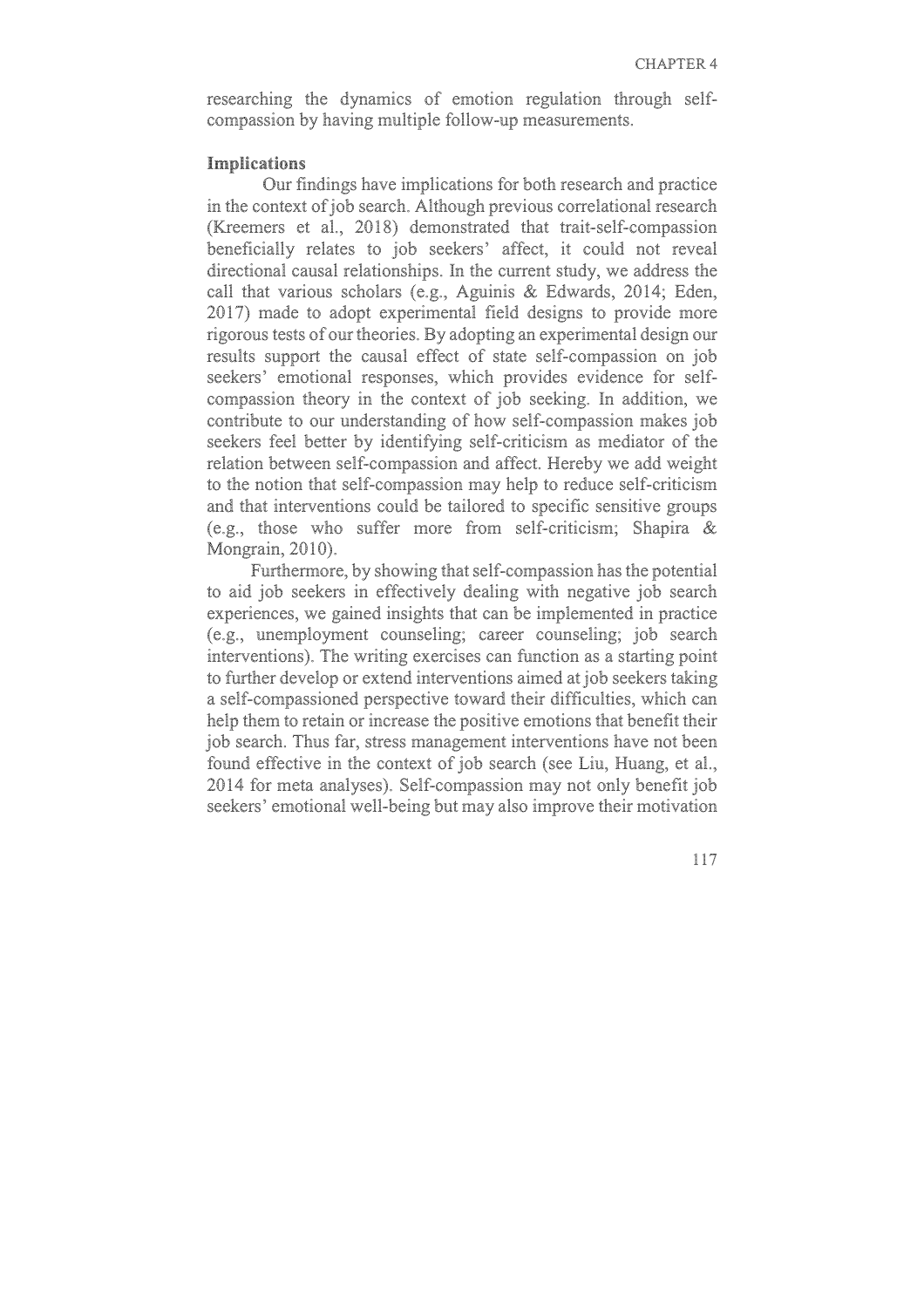researching the dynamics of emotion regulation through self-compassion by having multiple follow-up measurements.

### Implications

Our findings have implications for both research and practice in the context of job search. Although previous correlational research (Kreemers et al., 2018) demonstrated that trait-self-compassion beneficially relates to job seekers' affect, it could not reveal directional causal relationships. In the current study, we address the call that various scholars (e.g., Aguinis & Edwards, 2014; Eden, 2017) made to adopt experimental field designs to provide more rigorous tests of our theories. By adopting an experimental design our results support the causal effect of state self-compassion on job seekers' emotional responses, which provides evidence for self-compassion theory in the context of job seeking. In addition, we contribute to our understanding of how self-compassion makes job seekers feel better by identifying self-criticism as mediator of the relation between self-compassion and affect. Hereby we add weight to the notion that self-compassion may help to reduce self-criticism and that interventions could be tailored to specific sensitive groups (e.g., those who suffer more from self-criticism; Shapira & Mongrain, 2010).

Furthermore, by showing that self-compassion has the potential to aid job seekers in effectively dealing with negative job search experiences, we gained insights that can be implemented in practice (e.g., unemployment counseling; career counseling; job search interventions). The writing exercises can function as a starting point to further develop or extend interventions aimed at job seekers taking a self-compassioned perspective toward their difficulties, which can help them to retain or increase the positive emotions that benefit their job search. Thus far, stress management interventions have not been found effective in the context of job search (see Liu, Huang, et al., 2014 for meta analyses). Self-compassion may not only benefit job seekers' emotional well-being but may also improve their motivation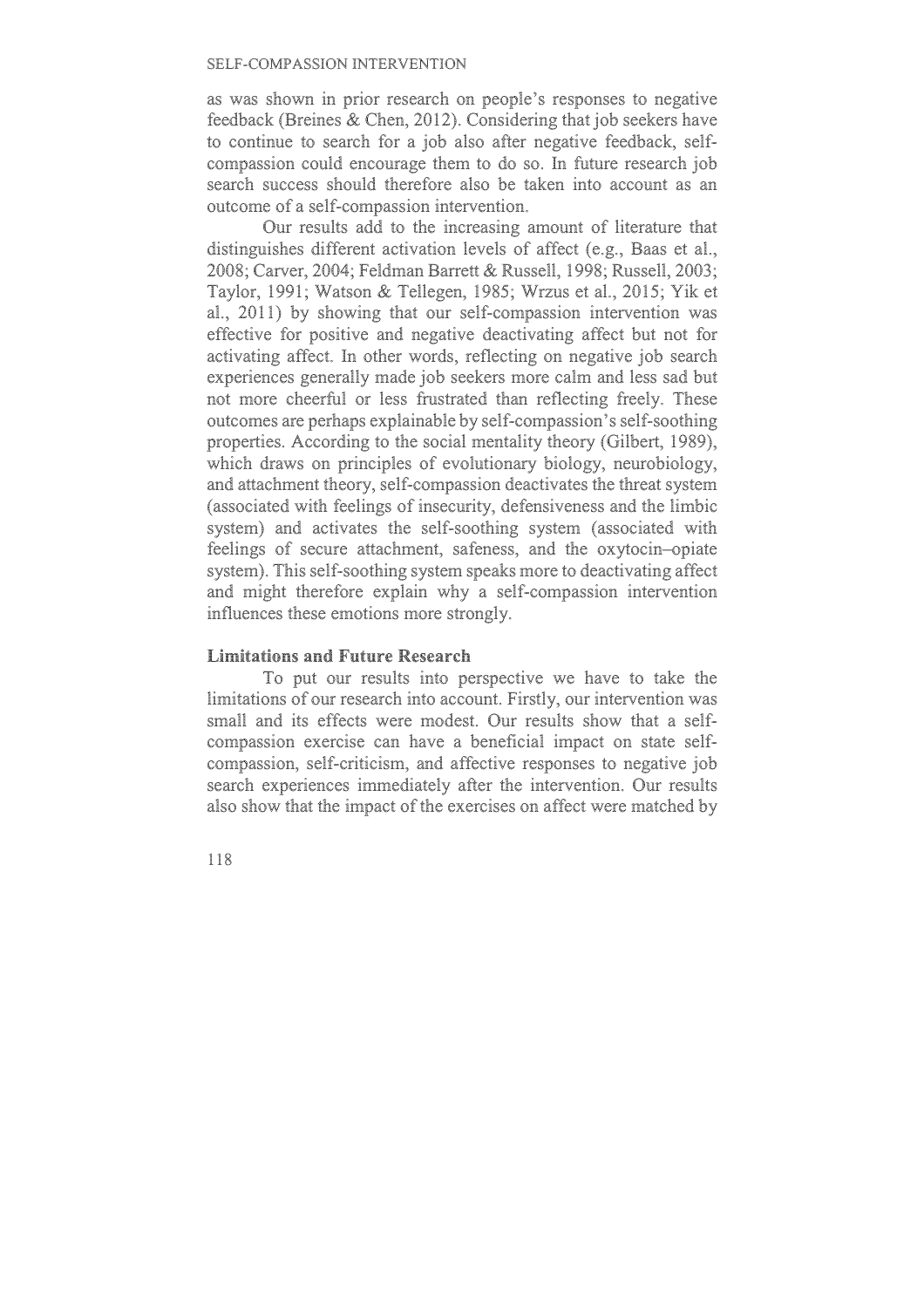as was shown in prior research on people's responses to negative feedback (Breines & Chen, 2012). Considering that job seekers have to continue to search for a job also after negative feedback, self-compassion could encourage them to do so. In future research job search success should therefore also be taken into account as an outcome of a self-compassion intervention.

Our results add to the increasing amount of literature that distinguishes different activation levels of affect (e.g., Baas et al., 2008; Carver, 2004; Feldman Barrett & Russell, 1998; Russell, 2003; Taylor, 1991; Watson & Tellegen, 1985; Wrzus et al., 2015; Yik et al., 2011) by showing that our self-compassion intervention was effective for positive and negative deactivating affect but not for activating affect. In other words, reflecting on negative job search experiences generally made job seekers more calm and less sad but not more cheerful or less frustrated than reflecting freely. These outcomes are perhaps explainable by self-compassion's self-soothing properties. According to the social mentality theory (Gilbert, 1989), which draws on principles of evolutionary biology, neurobiology, and attachment theory, self-compassion deactivates the threat system (associated with feelings of insecurity, defensiveness and the limbic system) and activates the self-soothing system (associated with feelings of secure attachment, safeness, and the oxytocin–opiate system). This self-soothing system speaks more to deactivating affect and might therefore explain why a self-compassion intervention influences these emotions more strongly.

### Limitations and Future Research

To put our results into perspective we have to take the limitations of our research into account. Firstly, our intervention was small and its effects were modest. Our results show that a self-compassion exercise can have a beneficial impact on state self-compassion, self-criticism, and affective responses to negative job search experiences immediately after the intervention. Our results also show that the impact of the exercises on affect were matched by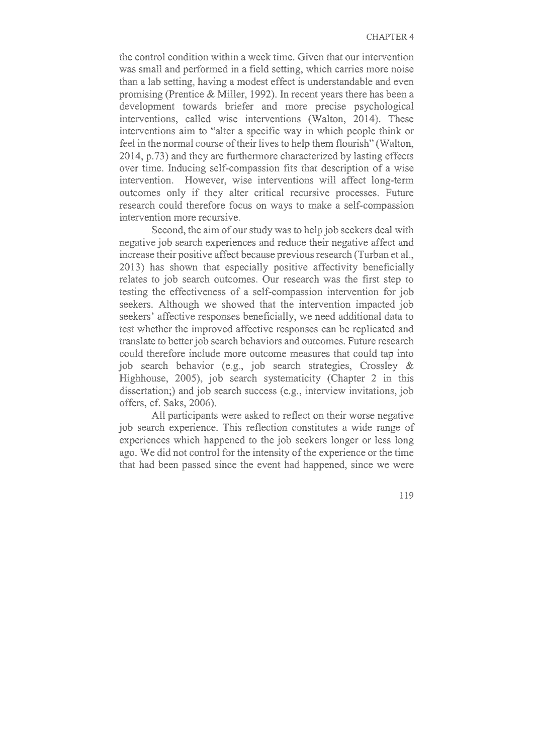the control condition within a week time. Given that our intervention was small and performed in a field setting, which carries more noise than a lab setting, having a modest effect is understandable and even promising (Prentice & Miller, 1992). In recent years there has been a development towards briefer and more precise psychological interventions, called wise interventions (Walton, 2014). These interventions aim to "alter a specific way in which people think or feel in the normal course of their lives to help them flourish" (Walton, 2014, p.73) and they are furthermore characterized by lasting effects over time. Inducing self-compassion fits that description of a wise intervention. However, wise interventions will affect long-term outcomes only if they alter critical recursive processes. Future research could therefore focus on ways to make a self-compassion intervention more recursive.

Second, the aim of our study was to help job seekers deal with negative job search experiences and reduce their negative affect and increase their positive affect because previous research (Turban et al., 2013) has shown that especially positive affectivity beneficially relates to job search outcomes. Our research was the first step to testing the effectiveness of a self-compassion intervention for job seekers. Although we showed that the intervention impacted job seekers' affective responses beneficially, we need additional data to test whether the improved affective responses can be replicated and translate to better job search behaviors and outcomes. Future research could therefore include more outcome measures that could tap into job search behavior (e.g., job search strategies, Crossley & Highhouse, 2005), job search systematicity (Chapter 2 in this dissertation;) and job search success (e.g., interview invitations, job offers, cf. Saks, 2006).

All participants were asked to reflect on their worse negative job search experience. This reflection constitutes a wide range of experiences which happened to the job seekers longer or less long ago. We did not control for the intensity of the experience or the time that had been passed since the event had happened, since we were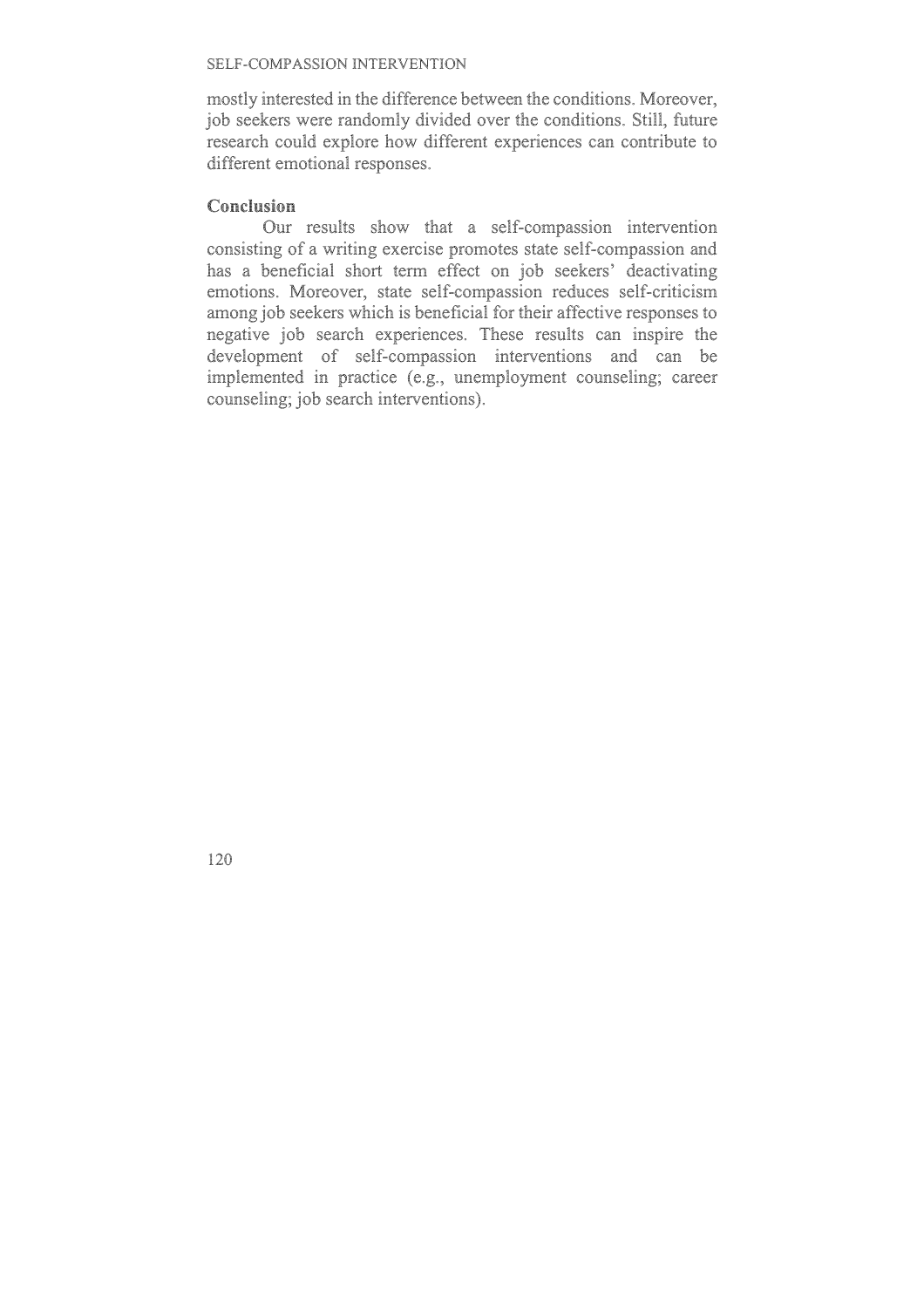mostly interested in the difference between the conditions. Moreover, job seekers were randomly divided over the conditions. Still, future research could explore how different experiences can contribute to different emotional responses.

## Conclusion

Our results show that a self-compassion intervention consisting of a writing exercise promotes state self-compassion and has a beneficial short term effect on job seekers' deactivating emotions. Moreover, state self-compassion reduces self-criticism among job seekers which is beneficial for their affective responses to negative job search experiences. These results can inspire the development of self-compassion interventions and can be implemented in practice (e.g., unemployment counseling; career counseling; job search interventions).